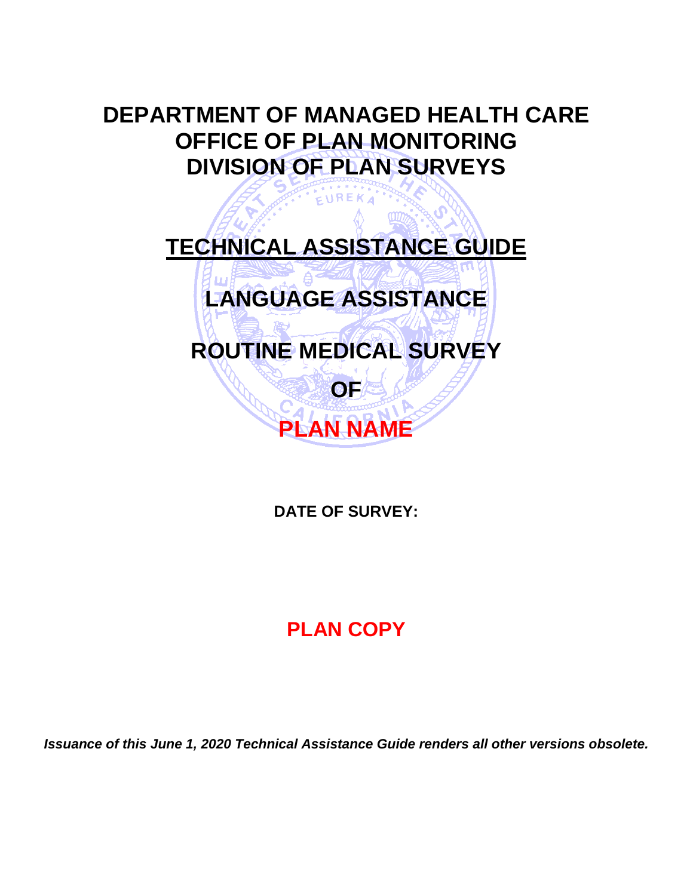# DEPARTMENT OF MANAGED HEALTH CARE
# OFFICE OF PLAN MONITORING
# DIVISION OF PLAN SURVEYS

## TECHNICAL ASSISTANCE GUIDE

## LANGUAGE ASSISTANCE

## ROUTINE MEDICAL SURVEY

## OF

## PLAN NAME

**DATE OF SURVEY:**

## PLAN COPY

***Issuance of this June 1, 2020 Technical Assistance Guide renders all other versions obsolete.***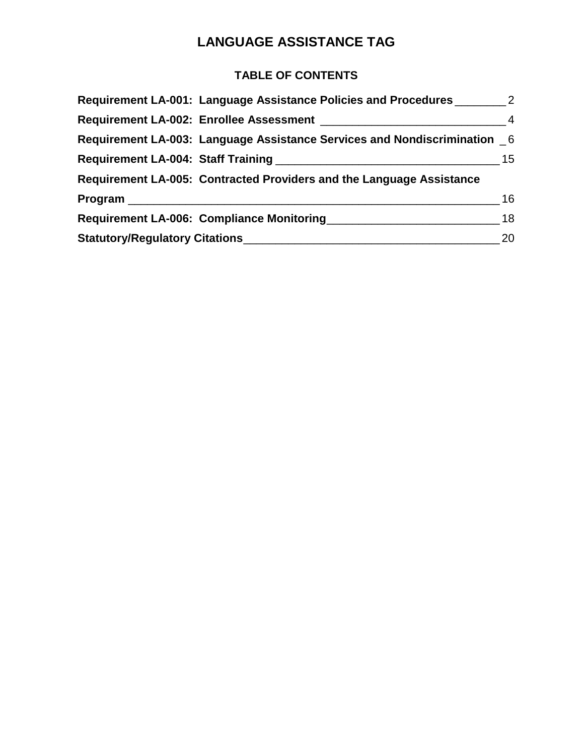# LANGUAGE ASSISTANCE TAG

## TABLE OF CONTENTS

**Requirement LA-001: Language Assistance Policies and Procedures** 2

**Requirement LA-002: Enrollee Assessment** 4

**Requirement LA-003: Language Assistance Services and Nondiscrimination** 6

**Requirement LA-004: Staff Training** 15

**Requirement LA-005: Contracted Providers and the Language Assistance Program** 16

**Requirement LA-006: Compliance Monitoring** 18

**Statutory/Regulatory Citations** 20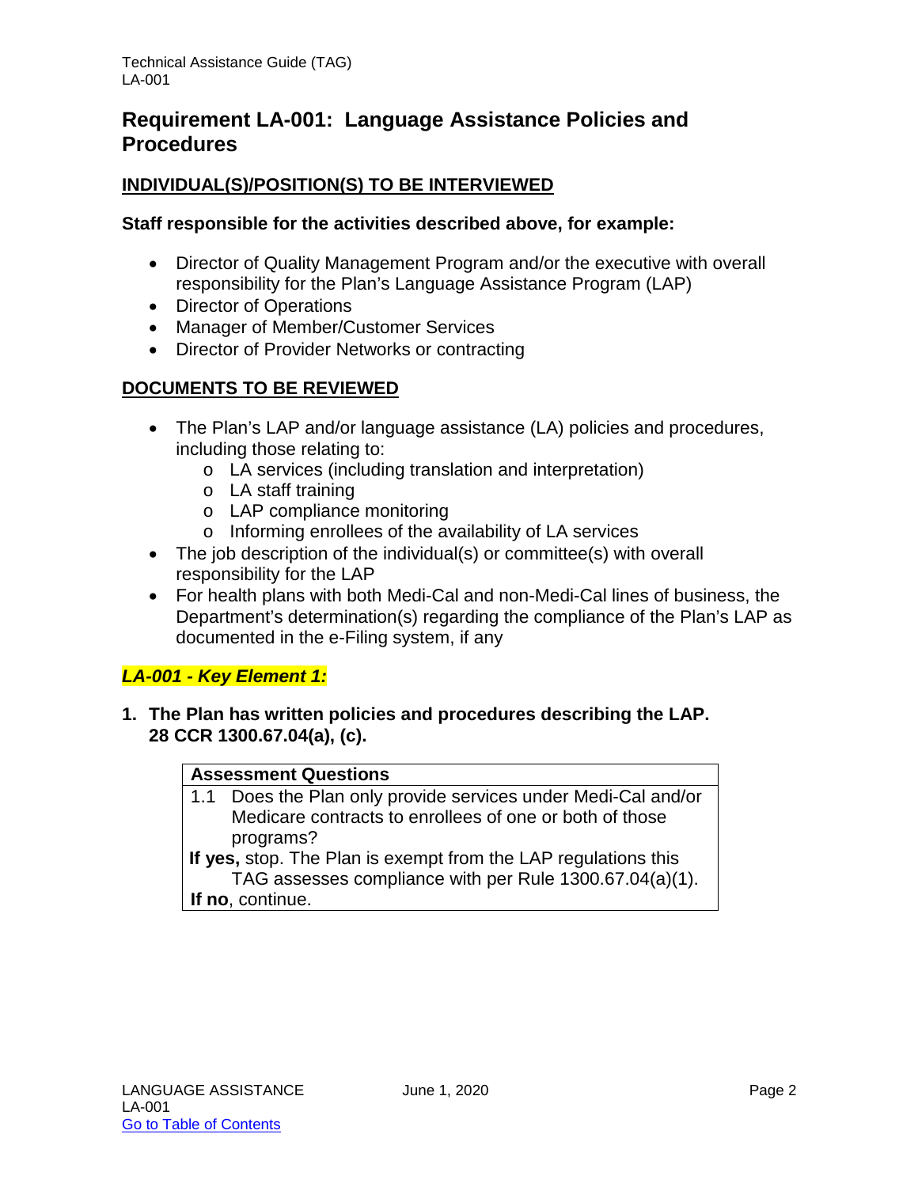## Requirement LA-001: Language Assistance Policies and Procedures

### INDIVIDUAL(S)/POSITION(S) TO BE INTERVIEWED

**Staff responsible for the activities described above, for example:**

- Director of Quality Management Program and/or the executive with overall responsibility for the Plan's Language Assistance Program (LAP)
- Director of Operations
- Manager of Member/Customer Services
- Director of Provider Networks or contracting

### DOCUMENTS TO BE REVIEWED

- The Plan's LAP and/or language assistance (LA) policies and procedures, including those relating to:
  - LA services (including translation and interpretation)
  - LA staff training
  - LAP compliance monitoring
  - Informing enrollees of the availability of LA services
- The job description of the individual(s) or committee(s) with overall responsibility for the LAP
- For health plans with both Medi-Cal and non-Medi-Cal lines of business, the Department's determination(s) regarding the compliance of the Plan's LAP as documented in the e-Filing system, if any

***LA-001 - Key Element 1:***

**1. The Plan has written policies and procedures describing the LAP. 28 CCR 1300.67.04(a), (c).**

| **Assessment Questions** |
|---|
| 1.1 Does the Plan only provide services under Medi-Cal and/or Medicare contracts to enrollees of one or both of those programs?<br>**If yes,** stop. The Plan is exempt from the LAP regulations this TAG assesses compliance with per Rule 1300.67.04(a)(1).<br>**If no**, continue. |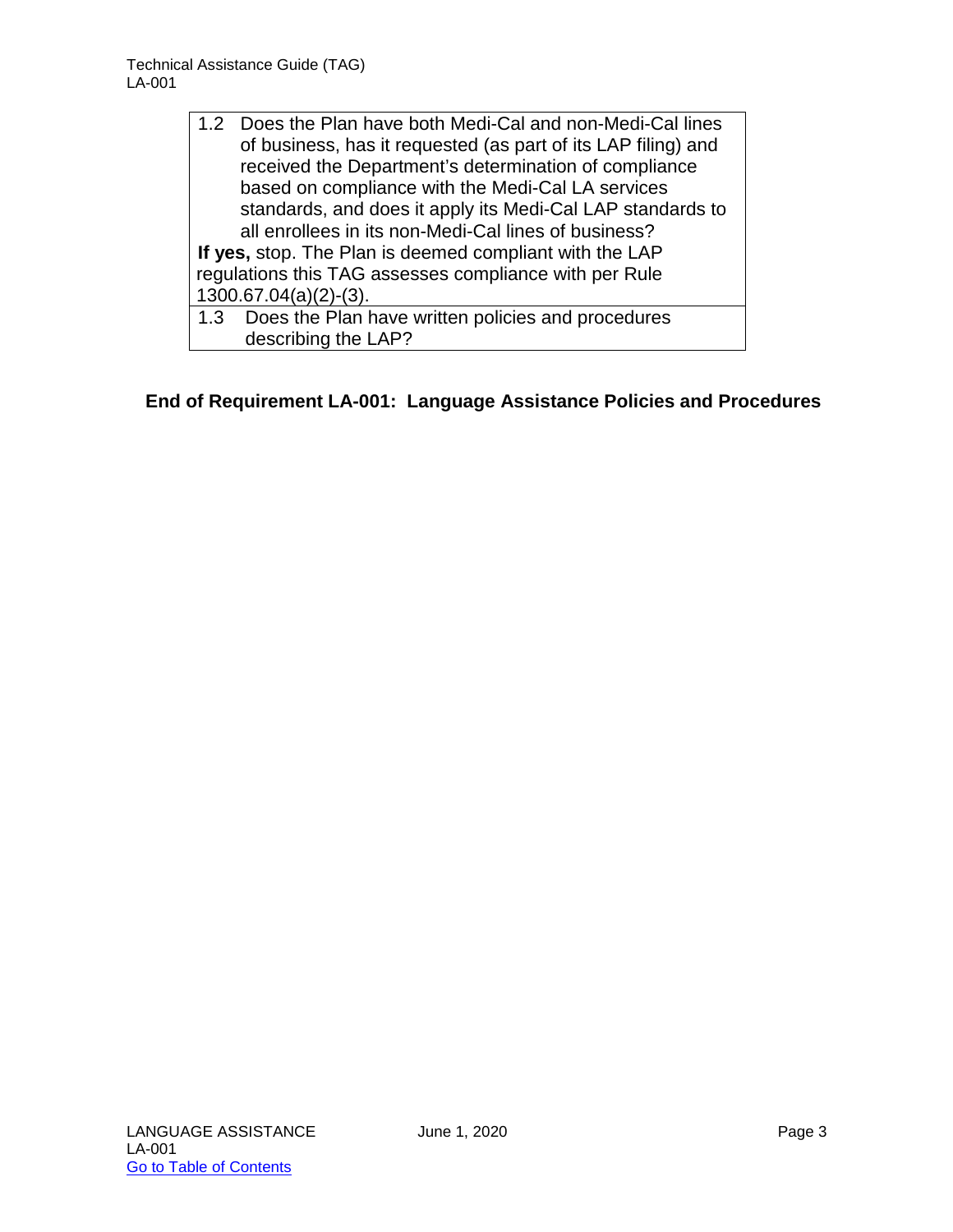| |
|---|
| 1.2 Does the Plan have both Medi-Cal and non-Medi-Cal lines of business, has it requested (as part of its LAP filing) and received the Department's determination of compliance based on compliance with the Medi-Cal LA services standards, and does it apply its Medi-Cal LAP standards to all enrollees in its non-Medi-Cal lines of business?<br>**If yes,** stop. The Plan is deemed compliant with the LAP regulations this TAG assesses compliance with per Rule 1300.67.04(a)(2)-(3). |
| 1.3 Does the Plan have written policies and procedures describing the LAP? |

**End of Requirement LA-001: Language Assistance Policies and Procedures**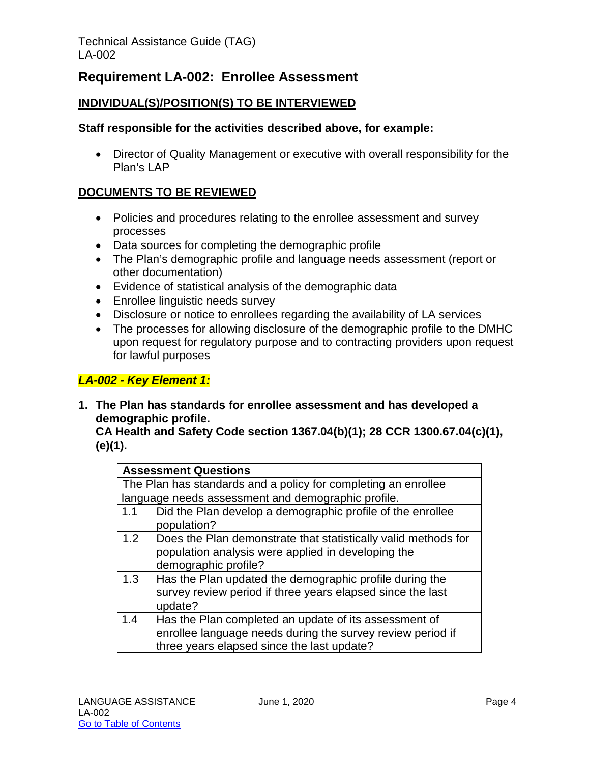## Requirement LA-002: Enrollee Assessment

### INDIVIDUAL(S)/POSITION(S) TO BE INTERVIEWED

**Staff responsible for the activities described above, for example:**

- Director of Quality Management or executive with overall responsibility for the Plan's LAP

### DOCUMENTS TO BE REVIEWED

- Policies and procedures relating to the enrollee assessment and survey processes
- Data sources for completing the demographic profile
- The Plan's demographic profile and language needs assessment (report or other documentation)
- Evidence of statistical analysis of the demographic data
- Enrollee linguistic needs survey
- Disclosure or notice to enrollees regarding the availability of LA services
- The processes for allowing disclosure of the demographic profile to the DMHC upon request for regulatory purpose and to contracting providers upon request for lawful purposes

***LA-002 - Key Element 1:***

1. **The Plan has standards for enrollee assessment and has developed a demographic profile.**
   **CA Health and Safety Code section 1367.04(b)(1); 28 CCR 1300.67.04(c)(1), (e)(1).**

| **Assessment Questions** | |
|---|---|
| The Plan has standards and a policy for completing an enrollee language needs assessment and demographic profile. | |
| 1.1 | Did the Plan develop a demographic profile of the enrollee population? |
| 1.2 | Does the Plan demonstrate that statistically valid methods for population analysis were applied in developing the demographic profile? |
| 1.3 | Has the Plan updated the demographic profile during the survey review period if three years elapsed since the last update? |
| 1.4 | Has the Plan completed an update of its assessment of enrollee language needs during the survey review period if three years elapsed since the last update? |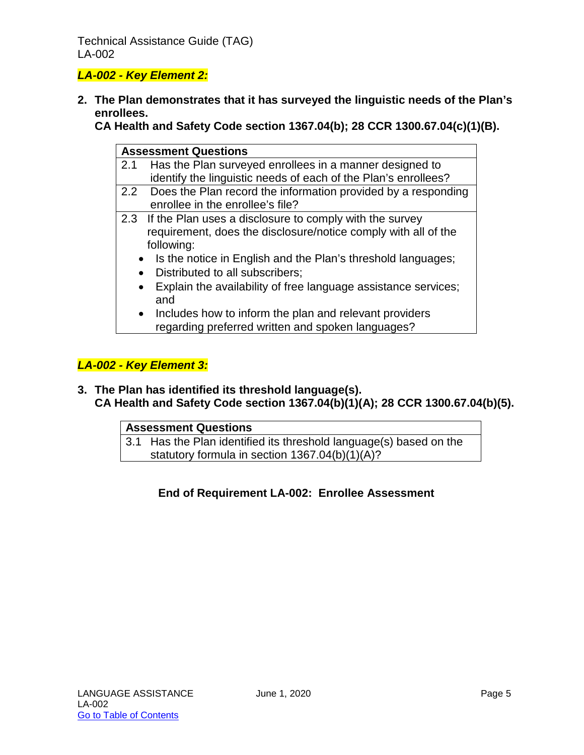### *LA-002 - Key Element 2:*

**2. The Plan demonstrates that it has surveyed the linguistic needs of the Plan's enrollees.**
**CA Health and Safety Code section 1367.04(b); 28 CCR 1300.67.04(c)(1)(B).**

| Assessment Questions |
|---|
| 2.1 Has the Plan surveyed enrollees in a manner designed to identify the linguistic needs of each of the Plan's enrollees? |
| 2.2 Does the Plan record the information provided by a responding enrollee in the enrollee's file? |
| 2.3 If the Plan uses a disclosure to comply with the survey requirement, does the disclosure/notice comply with all of the following:<br>• Is the notice in English and the Plan's threshold languages;<br>• Distributed to all subscribers;<br>• Explain the availability of free language assistance services; and<br>• Includes how to inform the plan and relevant providers regarding preferred written and spoken languages? |

### *LA-002 - Key Element 3:*

**3. The Plan has identified its threshold language(s).**
**CA Health and Safety Code section 1367.04(b)(1)(A); 28 CCR 1300.67.04(b)(5).**

| Assessment Questions |
|---|
| 3.1 Has the Plan identified its threshold language(s) based on the statutory formula in section 1367.04(b)(1)(A)? |

**End of Requirement LA-002: Enrollee Assessment**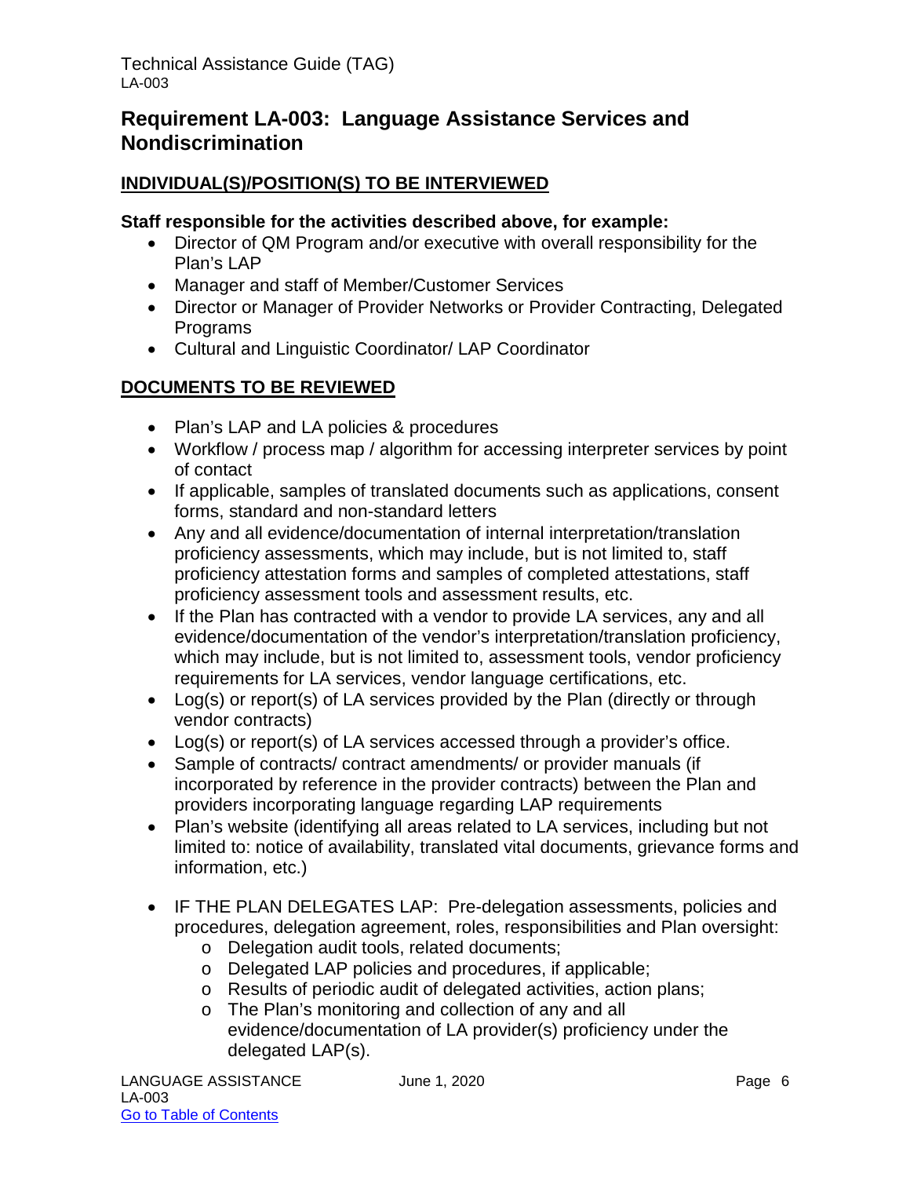## Requirement LA-003: Language Assistance Services and Nondiscrimination

### INDIVIDUAL(S)/POSITION(S) TO BE INTERVIEWED

**Staff responsible for the activities described above, for example:**

- Director of QM Program and/or executive with overall responsibility for the Plan's LAP
- Manager and staff of Member/Customer Services
- Director or Manager of Provider Networks or Provider Contracting, Delegated Programs
- Cultural and Linguistic Coordinator/ LAP Coordinator

### DOCUMENTS TO BE REVIEWED

- Plan's LAP and LA policies & procedures
- Workflow / process map / algorithm for accessing interpreter services by point of contact
- If applicable, samples of translated documents such as applications, consent forms, standard and non-standard letters
- Any and all evidence/documentation of internal interpretation/translation proficiency assessments, which may include, but is not limited to, staff proficiency attestation forms and samples of completed attestations, staff proficiency assessment tools and assessment results, etc.
- If the Plan has contracted with a vendor to provide LA services, any and all evidence/documentation of the vendor's interpretation/translation proficiency, which may include, but is not limited to, assessment tools, vendor proficiency requirements for LA services, vendor language certifications, etc.
- Log(s) or report(s) of LA services provided by the Plan (directly or through vendor contracts)
- Log(s) or report(s) of LA services accessed through a provider's office.
- Sample of contracts/ contract amendments/ or provider manuals (if incorporated by reference in the provider contracts) between the Plan and providers incorporating language regarding LAP requirements
- Plan's website (identifying all areas related to LA services, including but not limited to: notice of availability, translated vital documents, grievance forms and information, etc.)
- IF THE PLAN DELEGATES LAP: Pre-delegation assessments, policies and procedures, delegation agreement, roles, responsibilities and Plan oversight:
  - Delegation audit tools, related documents;
  - Delegated LAP policies and procedures, if applicable;
  - Results of periodic audit of delegated activities, action plans;
  - The Plan's monitoring and collection of any and all evidence/documentation of LA provider(s) proficiency under the delegated LAP(s).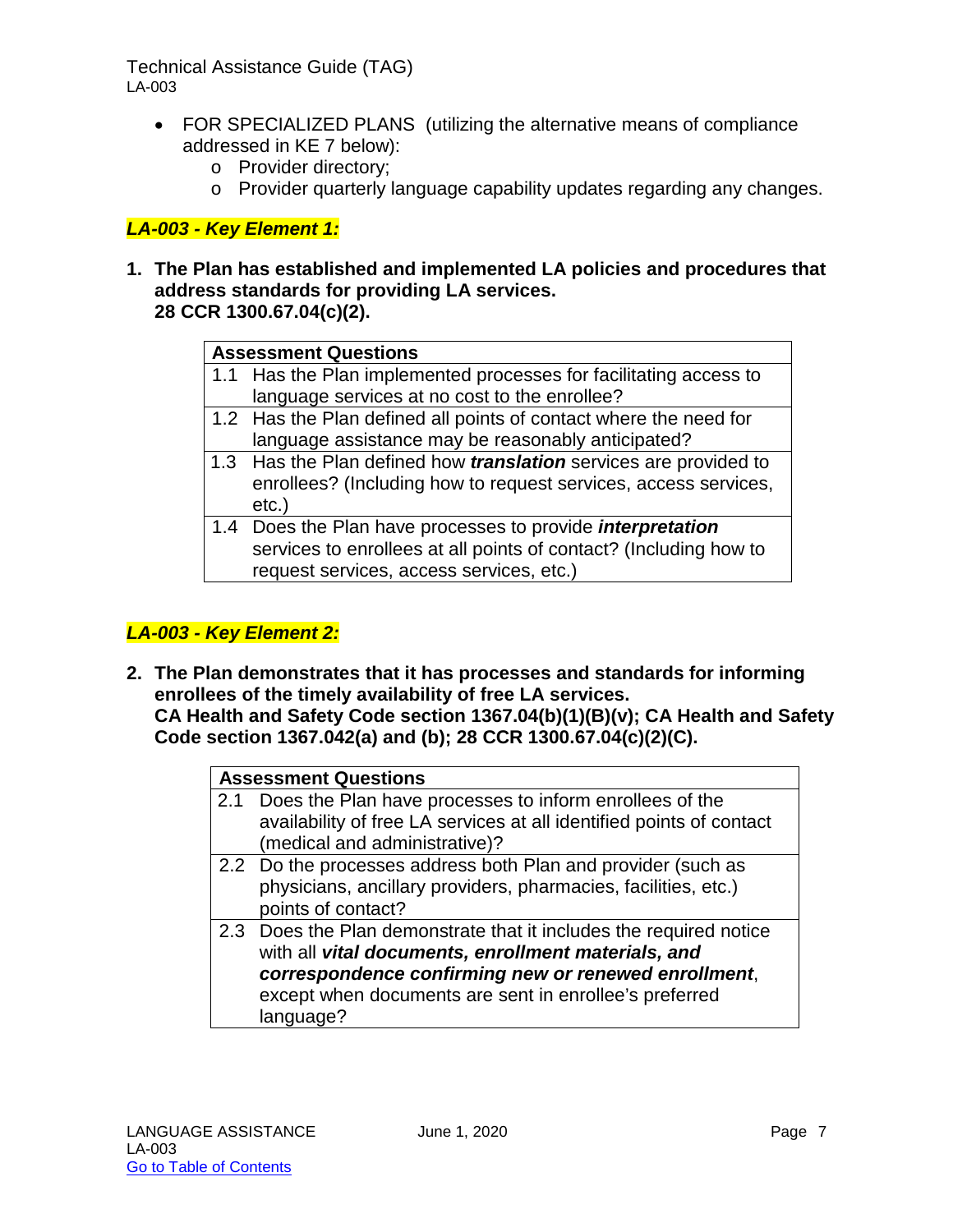- FOR SPECIALIZED PLANS (utilizing the alternative means of compliance addressed in KE 7 below):
  - Provider directory;
  - Provider quarterly language capability updates regarding any changes.

### *LA-003 - Key Element 1:*

**1. The Plan has established and implemented LA policies and procedures that address standards for providing LA services.**
**28 CCR 1300.67.04(c)(2).**

| **Assessment Questions** |
|---|
| 1.1 Has the Plan implemented processes for facilitating access to language services at no cost to the enrollee? |
| 1.2 Has the Plan defined all points of contact where the need for language assistance may be reasonably anticipated? |
| 1.3 Has the Plan defined how ***translation*** services are provided to enrollees? (Including how to request services, access services, etc.) |
| 1.4 Does the Plan have processes to provide ***interpretation*** services to enrollees at all points of contact? (Including how to request services, access services, etc.) |

### *LA-003 - Key Element 2:*

**2. The Plan demonstrates that it has processes and standards for informing enrollees of the timely availability of free LA services.**
**CA Health and Safety Code section 1367.04(b)(1)(B)(v); CA Health and Safety Code section 1367.042(a) and (b); 28 CCR 1300.67.04(c)(2)(C).**

| **Assessment Questions** |
|---|
| 2.1 Does the Plan have processes to inform enrollees of the availability of free LA services at all identified points of contact (medical and administrative)? |
| 2.2 Do the processes address both Plan and provider (such as physicians, ancillary providers, pharmacies, facilities, etc.) points of contact? |
| 2.3 Does the Plan demonstrate that it includes the required notice with all ***vital documents, enrollment materials, and correspondence confirming new or renewed enrollment***, except when documents are sent in enrollee's preferred language? |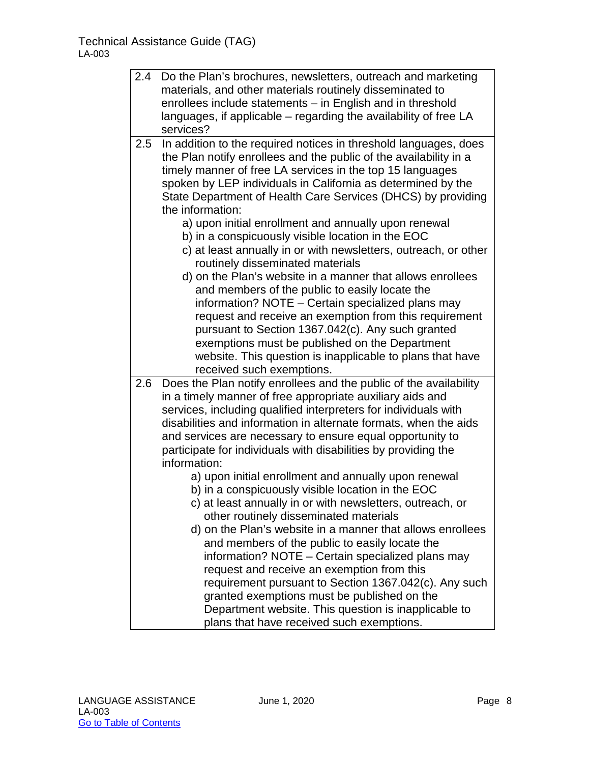| | |
|---|---|
| 2.4 | Do the Plan's brochures, newsletters, outreach and marketing materials, and other materials routinely disseminated to enrollees include statements – in English and in threshold languages, if applicable – regarding the availability of free LA services? |
| 2.5 | In addition to the required notices in threshold languages, does the Plan notify enrollees and the public of the availability in a timely manner of free LA services in the top 15 languages spoken by LEP individuals in California as determined by the State Department of Health Care Services (DHCS) by providing the information:<br>a) upon initial enrollment and annually upon renewal<br>b) in a conspicuously visible location in the EOC<br>c) at least annually in or with newsletters, outreach, or other routinely disseminated materials<br>d) on the Plan's website in a manner that allows enrollees and members of the public to easily locate the information? NOTE – Certain specialized plans may request and receive an exemption from this requirement pursuant to Section 1367.042(c). Any such granted exemptions must be published on the Department website. This question is inapplicable to plans that have received such exemptions. |
| 2.6 | Does the Plan notify enrollees and the public of the availability in a timely manner of free appropriate auxiliary aids and services, including qualified interpreters for individuals with disabilities and information in alternate formats, when the aids and services are necessary to ensure equal opportunity to participate for individuals with disabilities by providing the information:<br>a) upon initial enrollment and annually upon renewal<br>b) in a conspicuously visible location in the EOC<br>c) at least annually in or with newsletters, outreach, or other routinely disseminated materials<br>d) on the Plan's website in a manner that allows enrollees and members of the public to easily locate the information? NOTE – Certain specialized plans may request and receive an exemption from this requirement pursuant to Section 1367.042(c). Any such granted exemptions must be published on the Department website. This question is inapplicable to plans that have received such exemptions. |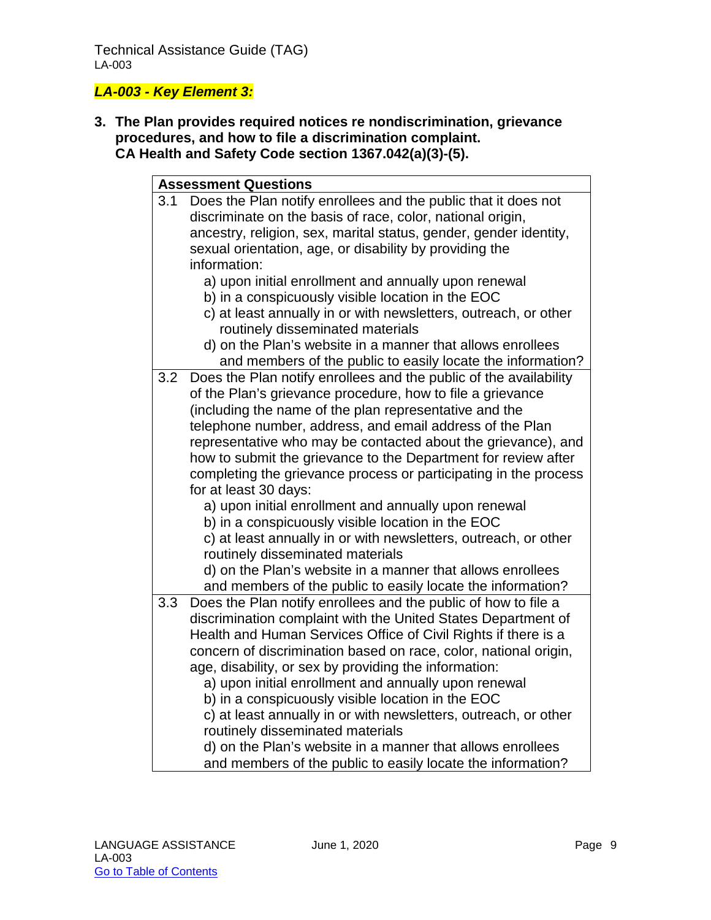## *LA-003 - Key Element 3:*

**3. The Plan provides required notices re nondiscrimination, grievance procedures, and how to file a discrimination complaint.**
**CA Health and Safety Code section 1367.042(a)(3)-(5).**

| **Assessment Questions** | |
|---|---|
| 3.1 | Does the Plan notify enrollees and the public that it does not discriminate on the basis of race, color, national origin, ancestry, religion, sex, marital status, gender, gender identity, sexual orientation, age, or disability by providing the information:<br>a) upon initial enrollment and annually upon renewal<br>b) in a conspicuously visible location in the EOC<br>c) at least annually in or with newsletters, outreach, or other routinely disseminated materials<br>d) on the Plan's website in a manner that allows enrollees and members of the public to easily locate the information? |
| 3.2 | Does the Plan notify enrollees and the public of the availability of the Plan's grievance procedure, how to file a grievance (including the name of the plan representative and the telephone number, address, and email address of the Plan representative who may be contacted about the grievance), and how to submit the grievance to the Department for review after completing the grievance process or participating in the process for at least 30 days:<br>a) upon initial enrollment and annually upon renewal<br>b) in a conspicuously visible location in the EOC<br>c) at least annually in or with newsletters, outreach, or other routinely disseminated materials<br>d) on the Plan's website in a manner that allows enrollees and members of the public to easily locate the information? |
| 3.3 | Does the Plan notify enrollees and the public of how to file a discrimination complaint with the United States Department of Health and Human Services Office of Civil Rights if there is a concern of discrimination based on race, color, national origin, age, disability, or sex by providing the information:<br>a) upon initial enrollment and annually upon renewal<br>b) in a conspicuously visible location in the EOC<br>c) at least annually in or with newsletters, outreach, or other routinely disseminated materials<br>d) on the Plan's website in a manner that allows enrollees and members of the public to easily locate the information? |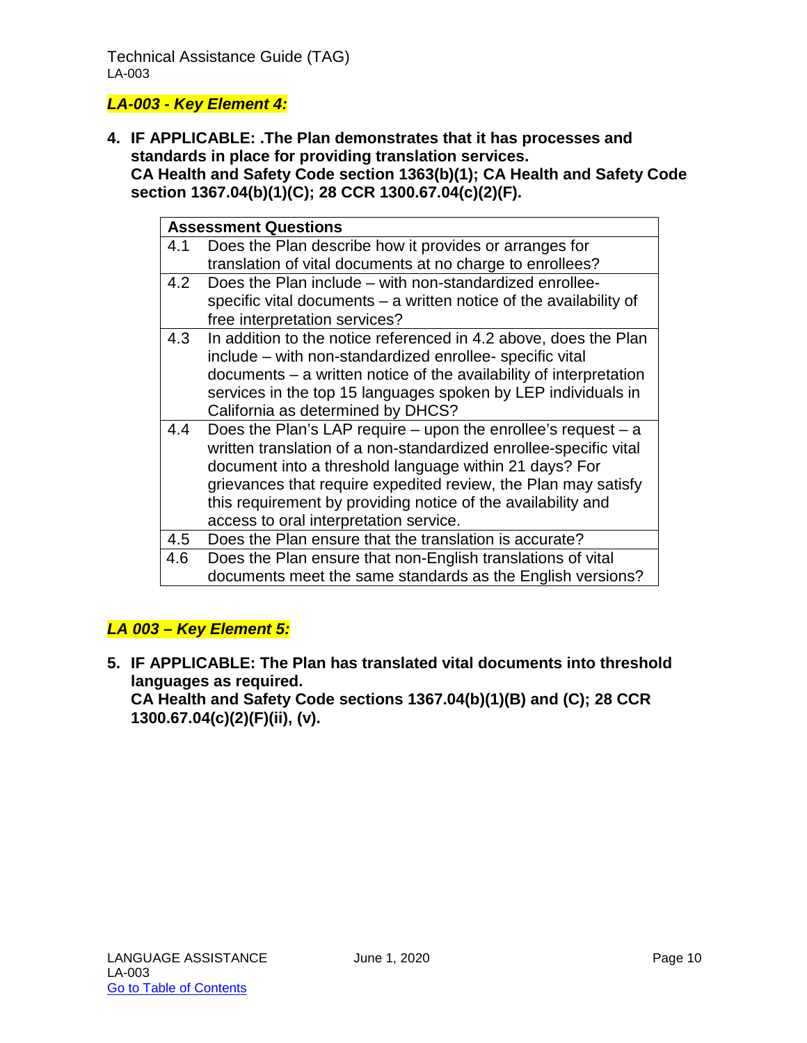***LA-003 - Key Element 4:***

**4. IF APPLICABLE: .The Plan demonstrates that it has processes and standards in place for providing translation services.**
**CA Health and Safety Code section 1363(b)(1); CA Health and Safety Code section 1367.04(b)(1)(C); 28 CCR 1300.67.04(c)(2)(F).**

| Assessment Questions | |
|---|---|
| 4.1 | Does the Plan describe how it provides or arranges for translation of vital documents at no charge to enrollees? |
| 4.2 | Does the Plan include – with non-standardized enrollee-specific vital documents – a written notice of the availability of free interpretation services? |
| 4.3 | In addition to the notice referenced in 4.2 above, does the Plan include – with non-standardized enrollee- specific vital documents – a written notice of the availability of interpretation services in the top 15 languages spoken by LEP individuals in California as determined by DHCS? |
| 4.4 | Does the Plan's LAP require – upon the enrollee's request – a written translation of a non-standardized enrollee-specific vital document into a threshold language within 21 days? For grievances that require expedited review, the Plan may satisfy this requirement by providing notice of the availability and access to oral interpretation service. |
| 4.5 | Does the Plan ensure that the translation is accurate? |
| 4.6 | Does the Plan ensure that non-English translations of vital documents meet the same standards as the English versions? |

***LA 003 – Key Element 5:***

**5. IF APPLICABLE: The Plan has translated vital documents into threshold languages as required.**
**CA Health and Safety Code sections 1367.04(b)(1)(B) and (C); 28 CCR 1300.67.04(c)(2)(F)(ii), (v).**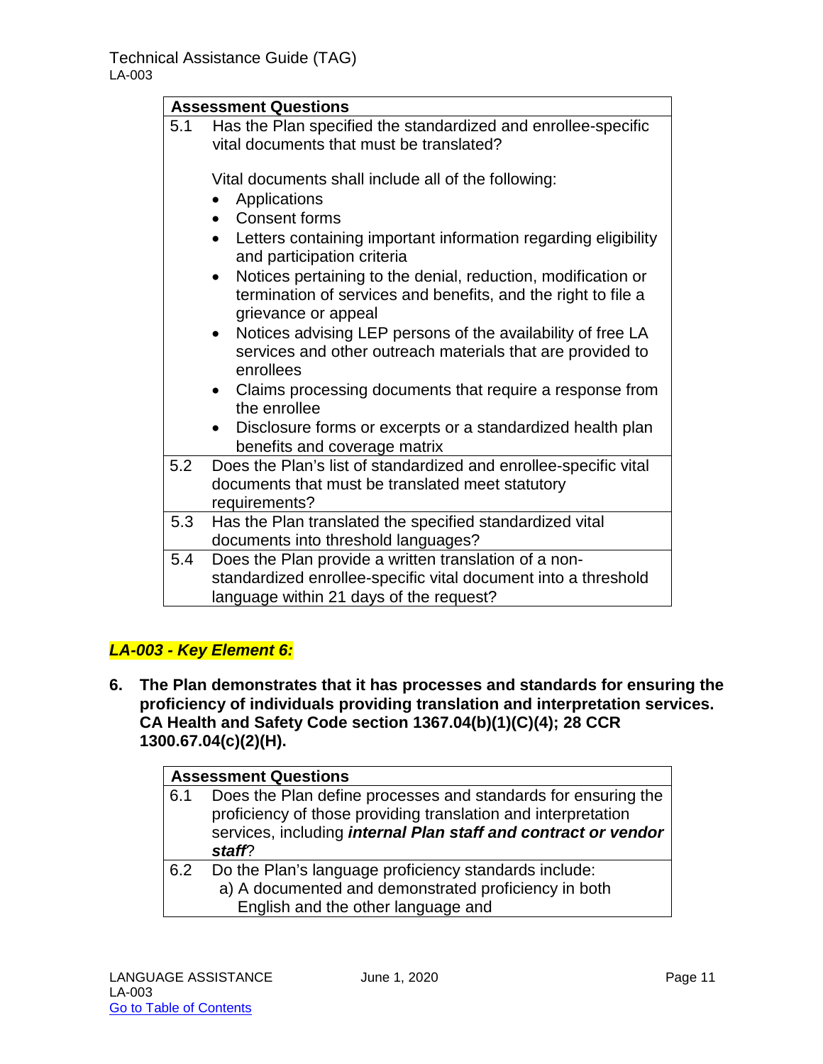| Assessment Questions | |
|---|---|
| 5.1 | Has the Plan specified the standardized and enrollee-specific vital documents that must be translated?<br><br>Vital documents shall include all of the following:<br>• Applications<br>• Consent forms<br>• Letters containing important information regarding eligibility and participation criteria<br>• Notices pertaining to the denial, reduction, modification or termination of services and benefits, and the right to file a grievance or appeal<br>• Notices advising LEP persons of the availability of free LA services and other outreach materials that are provided to enrollees<br>• Claims processing documents that require a response from the enrollee<br>• Disclosure forms or excerpts or a standardized health plan benefits and coverage matrix |
| 5.2 | Does the Plan's list of standardized and enrollee-specific vital documents that must be translated meet statutory requirements? |
| 5.3 | Has the Plan translated the specified standardized vital documents into threshold languages? |
| 5.4 | Does the Plan provide a written translation of a non-standardized enrollee-specific vital document into a threshold language within 21 days of the request? |

### *LA-003 - Key Element 6:*

**6. The Plan demonstrates that it has processes and standards for ensuring the proficiency of individuals providing translation and interpretation services. CA Health and Safety Code section 1367.04(b)(1)(C)(4); 28 CCR 1300.67.04(c)(2)(H).**

| Assessment Questions | |
|---|---|
| 6.1 | Does the Plan define processes and standards for ensuring the proficiency of those providing translation and interpretation services, including ***internal Plan staff and contract or vendor staff***? |
| 6.2 | Do the Plan's language proficiency standards include:<br>a) A documented and demonstrated proficiency in both English and the other language and |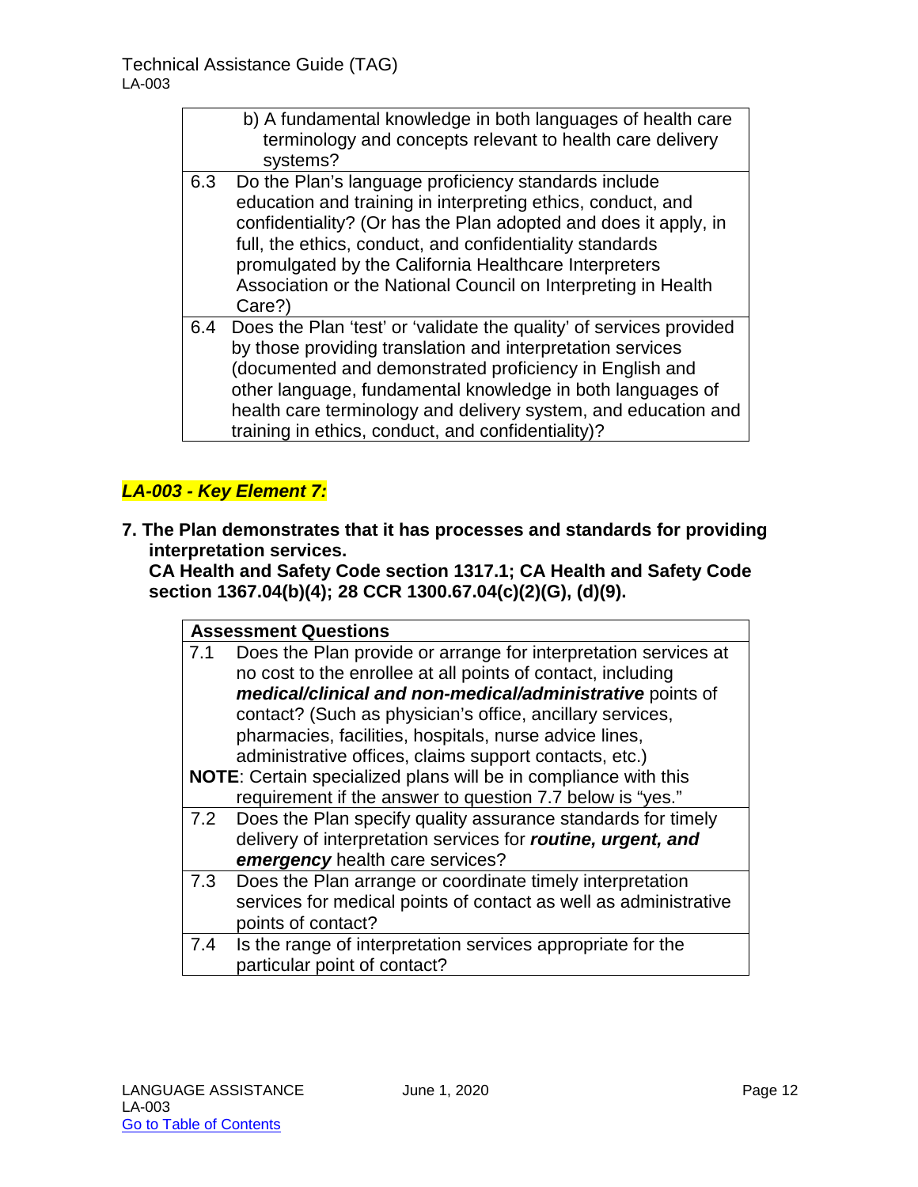| |
|---|
| b) A fundamental knowledge in both languages of health care terminology and concepts relevant to health care delivery systems? |
| 6.3 Do the Plan's language proficiency standards include education and training in interpreting ethics, conduct, and confidentiality? (Or has the Plan adopted and does it apply, in full, the ethics, conduct, and confidentiality standards promulgated by the California Healthcare Interpreters Association or the National Council on Interpreting in Health Care?) |
| 6.4 Does the Plan 'test' or 'validate the quality' of services provided by those providing translation and interpretation services (documented and demonstrated proficiency in English and other language, fundamental knowledge in both languages of health care terminology and delivery system, and education and training in ethics, conduct, and confidentiality)? |

### *LA-003 - Key Element 7:*

**7. The Plan demonstrates that it has processes and standards for providing interpretation services.**
**CA Health and Safety Code section 1317.1; CA Health and Safety Code section 1367.04(b)(4); 28 CCR 1300.67.04(c)(2)(G), (d)(9).**

| Assessment Questions |
|---|
| 7.1 Does the Plan provide or arrange for interpretation services at no cost to the enrollee at all points of contact, including ***medical/clinical and non-medical/administrative*** points of contact? (Such as physician's office, ancillary services, pharmacies, facilities, hospitals, nurse advice lines, administrative offices, claims support contacts, etc.)<br>**NOTE**: Certain specialized plans will be in compliance with this requirement if the answer to question 7.7 below is "yes." |
| 7.2 Does the Plan specify quality assurance standards for timely delivery of interpretation services for ***routine, urgent, and emergency*** health care services? |
| 7.3 Does the Plan arrange or coordinate timely interpretation services for medical points of contact as well as administrative points of contact? |
| 7.4 Is the range of interpretation services appropriate for the particular point of contact? |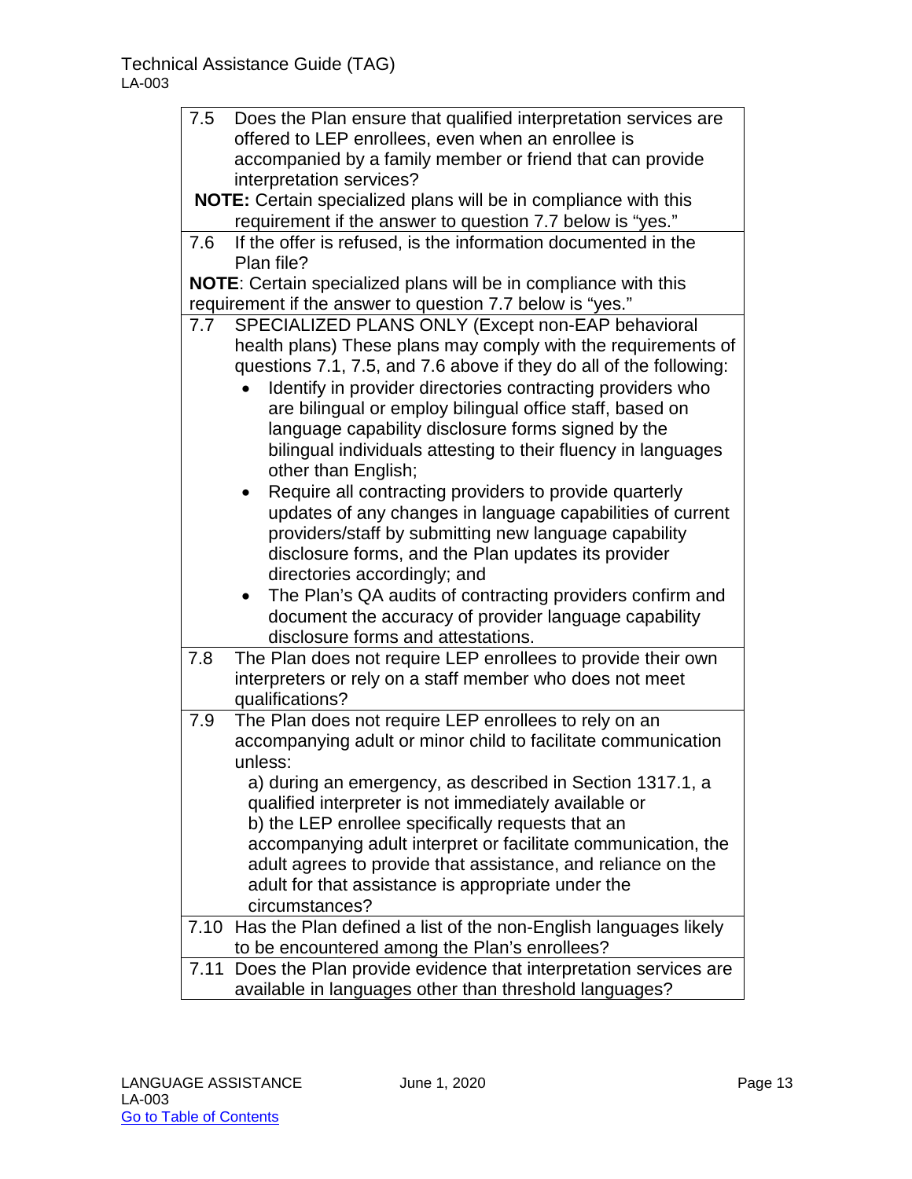| | |
|---|---|
| 7.5 | Does the Plan ensure that qualified interpretation services are offered to LEP enrollees, even when an enrollee is accompanied by a family member or friend that can provide interpretation services?<br>**NOTE:** Certain specialized plans will be in compliance with this requirement if the answer to question 7.7 below is "yes." |
| 7.6 | If the offer is refused, is the information documented in the Plan file?<br>**NOTE**: Certain specialized plans will be in compliance with this requirement if the answer to question 7.7 below is "yes." |
| 7.7 | SPECIALIZED PLANS ONLY (Except non-EAP behavioral health plans) These plans may comply with the requirements of questions 7.1, 7.5, and 7.6 above if they do all of the following:<br>• Identify in provider directories contracting providers who are bilingual or employ bilingual office staff, based on language capability disclosure forms signed by the bilingual individuals attesting to their fluency in languages other than English;<br>• Require all contracting providers to provide quarterly updates of any changes in language capabilities of current providers/staff by submitting new language capability disclosure forms, and the Plan updates its provider directories accordingly; and<br>• The Plan's QA audits of contracting providers confirm and document the accuracy of provider language capability disclosure forms and attestations. |
| 7.8 | The Plan does not require LEP enrollees to provide their own interpreters or rely on a staff member who does not meet qualifications? |
| 7.9 | The Plan does not require LEP enrollees to rely on an accompanying adult or minor child to facilitate communication unless:<br>a) during an emergency, as described in Section 1317.1, a qualified interpreter is not immediately available or<br>b) the LEP enrollee specifically requests that an accompanying adult interpret or facilitate communication, the adult agrees to provide that assistance, and reliance on the adult for that assistance is appropriate under the circumstances? |
| 7.10 | Has the Plan defined a list of the non-English languages likely to be encountered among the Plan's enrollees? |
| 7.11 | Does the Plan provide evidence that interpretation services are available in languages other than threshold languages? |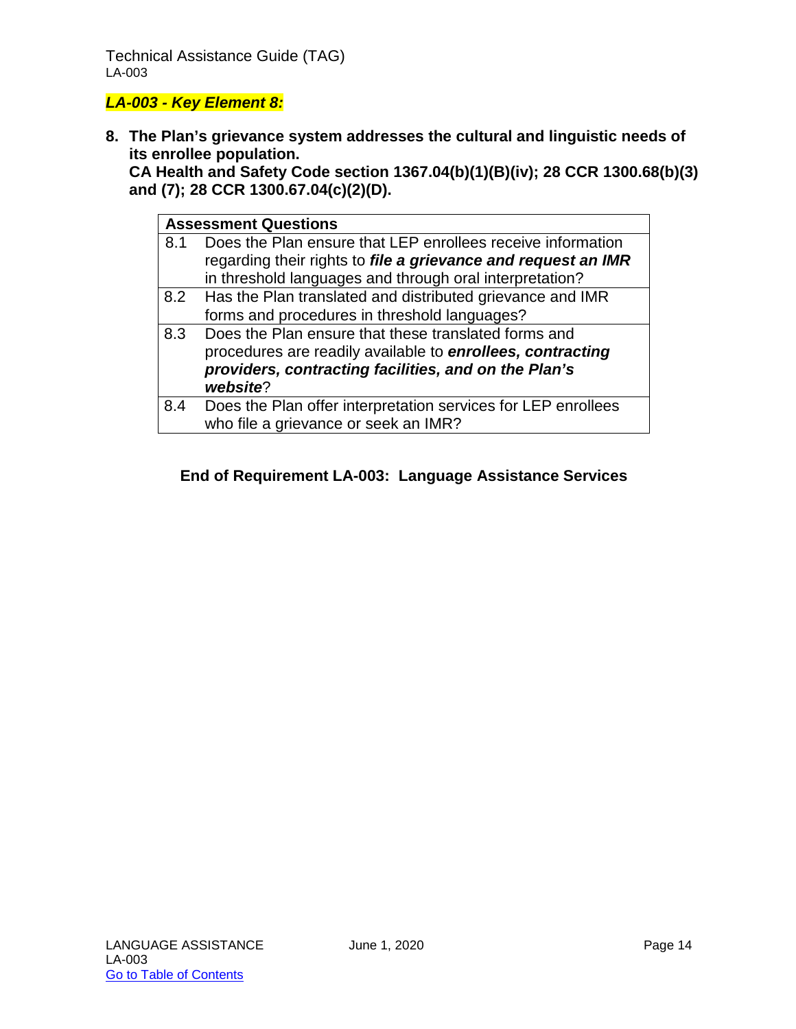***LA-003 - Key Element 8:***

**8. The Plan's grievance system addresses the cultural and linguistic needs of its enrollee population.**
**CA Health and Safety Code section 1367.04(b)(1)(B)(iv); 28 CCR 1300.68(b)(3) and (7); 28 CCR 1300.67.04(c)(2)(D).**

| **Assessment Questions** | |
|---|---|
| 8.1 | Does the Plan ensure that LEP enrollees receive information regarding their rights to ***file a grievance and request an IMR*** in threshold languages and through oral interpretation? |
| 8.2 | Has the Plan translated and distributed grievance and IMR forms and procedures in threshold languages? |
| 8.3 | Does the Plan ensure that these translated forms and procedures are readily available to ***enrollees, contracting providers, contracting facilities, and on the Plan's website***? |
| 8.4 | Does the Plan offer interpretation services for LEP enrollees who file a grievance or seek an IMR? |

**End of Requirement LA-003: Language Assistance Services**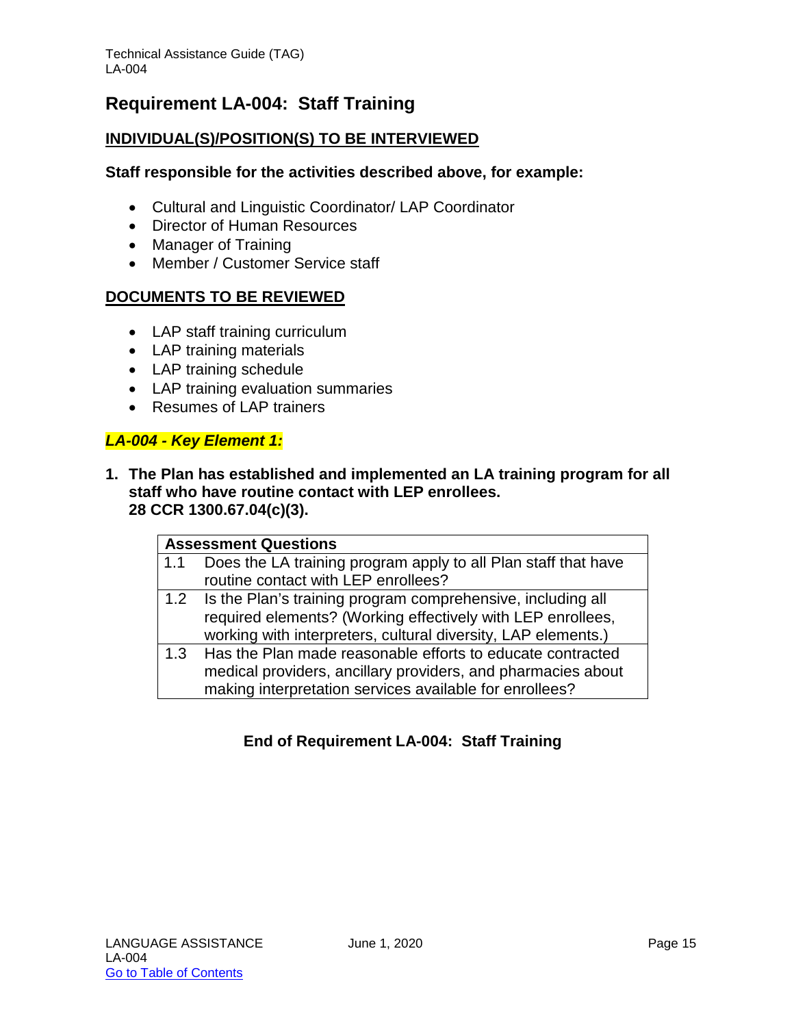## Requirement LA-004: Staff Training

### INDIVIDUAL(S)/POSITION(S) TO BE INTERVIEWED

**Staff responsible for the activities described above, for example:**

- Cultural and Linguistic Coordinator/ LAP Coordinator
- Director of Human Resources
- Manager of Training
- Member / Customer Service staff

### DOCUMENTS TO BE REVIEWED

- LAP staff training curriculum
- LAP training materials
- LAP training schedule
- LAP training evaluation summaries
- Resumes of LAP trainers

***LA-004 - Key Element 1:***

1. **The Plan has established and implemented an LA training program for all staff who have routine contact with LEP enrollees.
   28 CCR 1300.67.04(c)(3).**

| Assessment Questions | |
|---|---|
| 1.1 | Does the LA training program apply to all Plan staff that have routine contact with LEP enrollees? |
| 1.2 | Is the Plan's training program comprehensive, including all required elements? (Working effectively with LEP enrollees, working with interpreters, cultural diversity, LAP elements.) |
| 1.3 | Has the Plan made reasonable efforts to educate contracted medical providers, ancillary providers, and pharmacies about making interpretation services available for enrollees? |

**End of Requirement LA-004: Staff Training**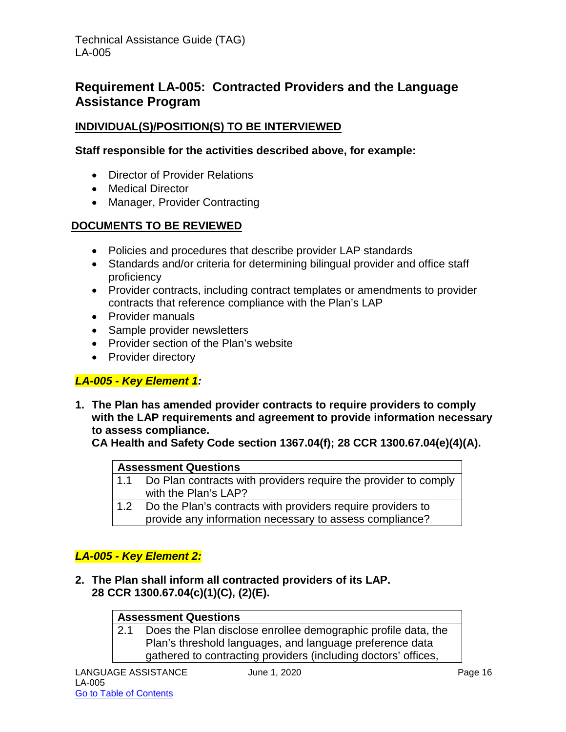## Requirement LA-005: Contracted Providers and the Language Assistance Program

**INDIVIDUAL(S)/POSITION(S) TO BE INTERVIEWED**

**Staff responsible for the activities described above, for example:**

- Director of Provider Relations
- Medical Director
- Manager, Provider Contracting

**DOCUMENTS TO BE REVIEWED**

- Policies and procedures that describe provider LAP standards
- Standards and/or criteria for determining bilingual provider and office staff proficiency
- Provider contracts, including contract templates or amendments to provider contracts that reference compliance with the Plan's LAP
- Provider manuals
- Sample provider newsletters
- Provider section of the Plan's website
- Provider directory

***LA-005 - Key Element 1:***

1. **The Plan has amended provider contracts to require providers to comply with the LAP requirements and agreement to provide information necessary to assess compliance.**
   **CA Health and Safety Code section 1367.04(f); 28 CCR 1300.67.04(e)(4)(A).**

| Assessment Questions | |
|---|---|
| 1.1 | Do Plan contracts with providers require the provider to comply with the Plan's LAP? |
| 1.2 | Do the Plan's contracts with providers require providers to provide any information necessary to assess compliance? |

***LA-005 - Key Element 2:***

2. **The Plan shall inform all contracted providers of its LAP.**
   **28 CCR 1300.67.04(c)(1)(C), (2)(E).**

| Assessment Questions | |
|---|---|
| 2.1 | Does the Plan disclose enrollee demographic profile data, the Plan's threshold languages, and language preference data gathered to contracting providers (including doctors' offices, |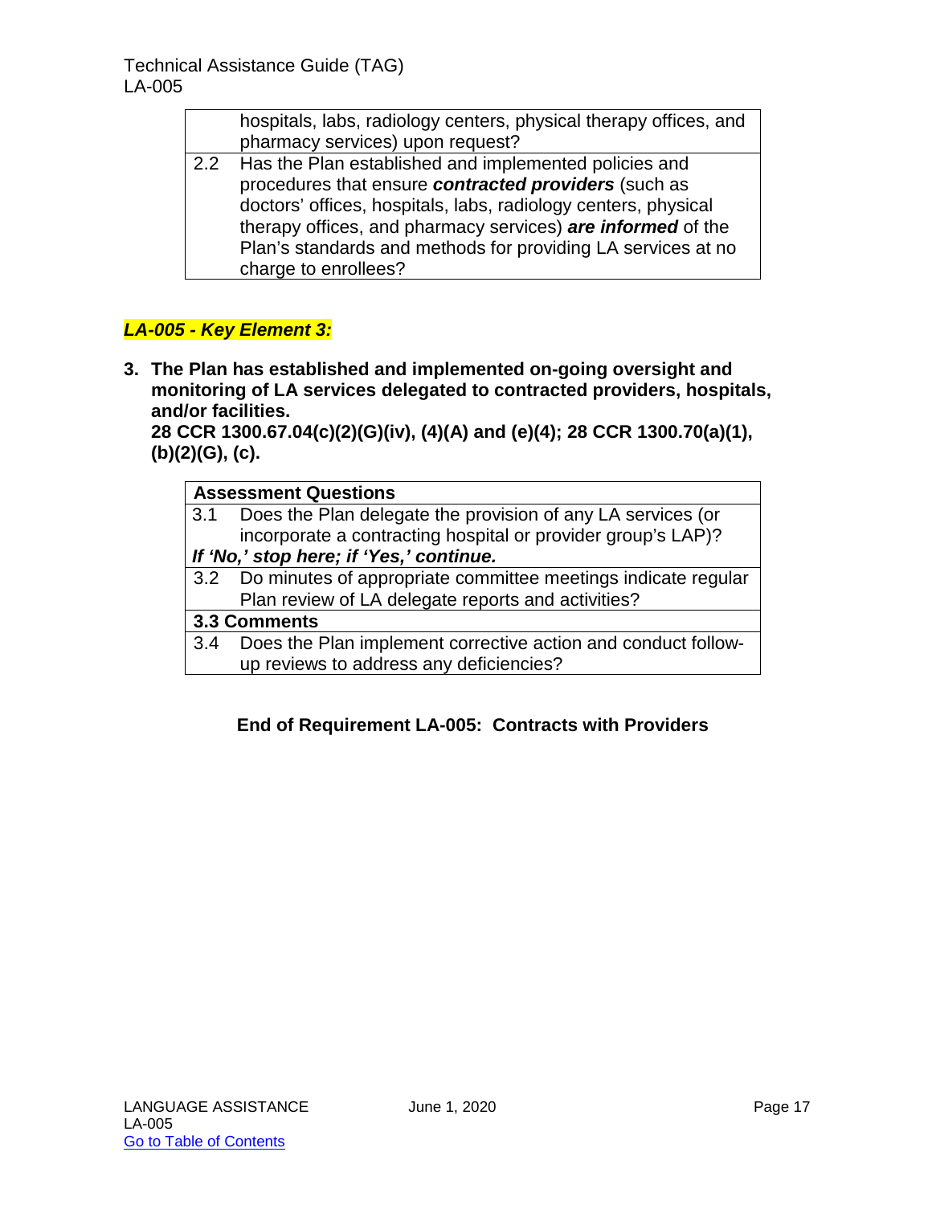| | |
|---|---|
| | hospitals, labs, radiology centers, physical therapy offices, and pharmacy services) upon request? |
| 2.2 | Has the Plan established and implemented policies and procedures that ensure ***contracted providers*** (such as doctors' offices, hospitals, labs, radiology centers, physical therapy offices, and pharmacy services) ***are informed*** of the Plan's standards and methods for providing LA services at no charge to enrollees? |

***LA-005 - Key Element 3:***

**3. The Plan has established and implemented on-going oversight and monitoring of LA services delegated to contracted providers, hospitals, and/or facilities.**
**28 CCR 1300.67.04(c)(2)(G)(iv), (4)(A) and (e)(4); 28 CCR 1300.70(a)(1), (b)(2)(G), (c).**

| **Assessment Questions** | |
|---|---|
| 3.1 | Does the Plan delegate the provision of any LA services (or incorporate a contracting hospital or provider group's LAP)? |
| ***If 'No,' stop here; if 'Yes,' continue.*** | |
| 3.2 | Do minutes of appropriate committee meetings indicate regular Plan review of LA delegate reports and activities? |
| **3.3 Comments** | |
| 3.4 | Does the Plan implement corrective action and conduct follow-up reviews to address any deficiencies? |

**End of Requirement LA-005: Contracts with Providers**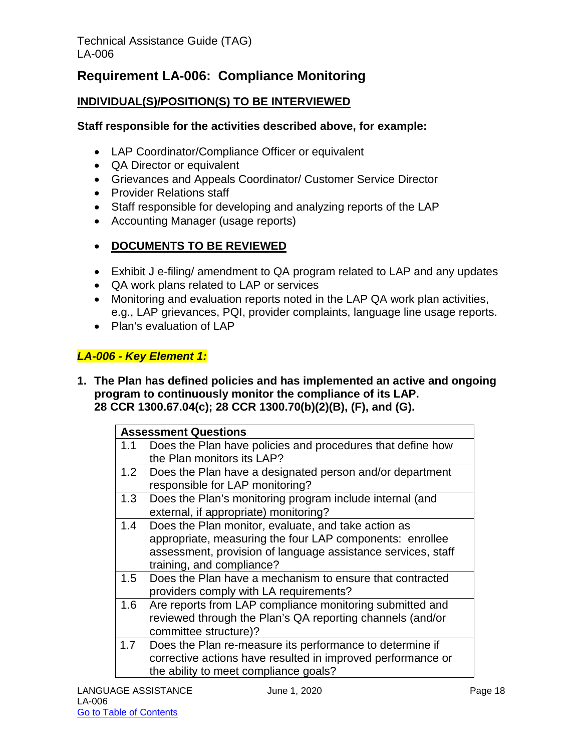## Requirement LA-006: Compliance Monitoring

### INDIVIDUAL(S)/POSITION(S) TO BE INTERVIEWED

**Staff responsible for the activities described above, for example:**

- LAP Coordinator/Compliance Officer or equivalent
- QA Director or equivalent
- Grievances and Appeals Coordinator/ Customer Service Director
- Provider Relations staff
- Staff responsible for developing and analyzing reports of the LAP
- Accounting Manager (usage reports)

- **DOCUMENTS TO BE REVIEWED**

- Exhibit J e-filing/ amendment to QA program related to LAP and any updates
- QA work plans related to LAP or services
- Monitoring and evaluation reports noted in the LAP QA work plan activities, e.g., LAP grievances, PQI, provider complaints, language line usage reports.
- Plan's evaluation of LAP

***LA-006 - Key Element 1:***

1. **The Plan has defined policies and has implemented an active and ongoing program to continuously monitor the compliance of its LAP. 28 CCR 1300.67.04(c); 28 CCR 1300.70(b)(2)(B), (F), and (G).**

| **Assessment Questions** | |
|---|---|
| 1.1 | Does the Plan have policies and procedures that define how the Plan monitors its LAP? |
| 1.2 | Does the Plan have a designated person and/or department responsible for LAP monitoring? |
| 1.3 | Does the Plan's monitoring program include internal (and external, if appropriate) monitoring? |
| 1.4 | Does the Plan monitor, evaluate, and take action as appropriate, measuring the four LAP components: enrollee assessment, provision of language assistance services, staff training, and compliance? |
| 1.5 | Does the Plan have a mechanism to ensure that contracted providers comply with LA requirements? |
| 1.6 | Are reports from LAP compliance monitoring submitted and reviewed through the Plan's QA reporting channels (and/or committee structure)? |
| 1.7 | Does the Plan re-measure its performance to determine if corrective actions have resulted in improved performance or the ability to meet compliance goals? |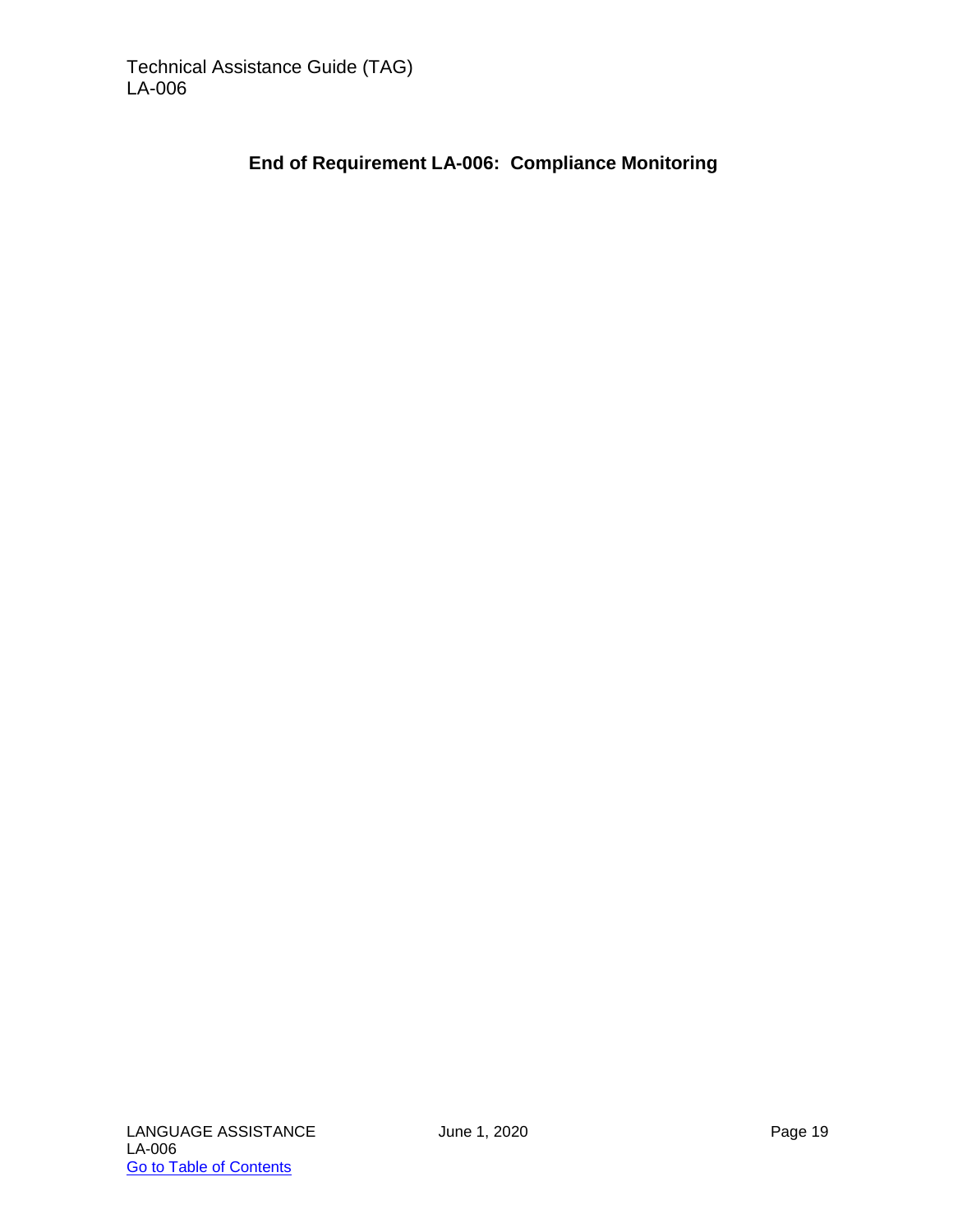**End of Requirement LA-006: Compliance Monitoring**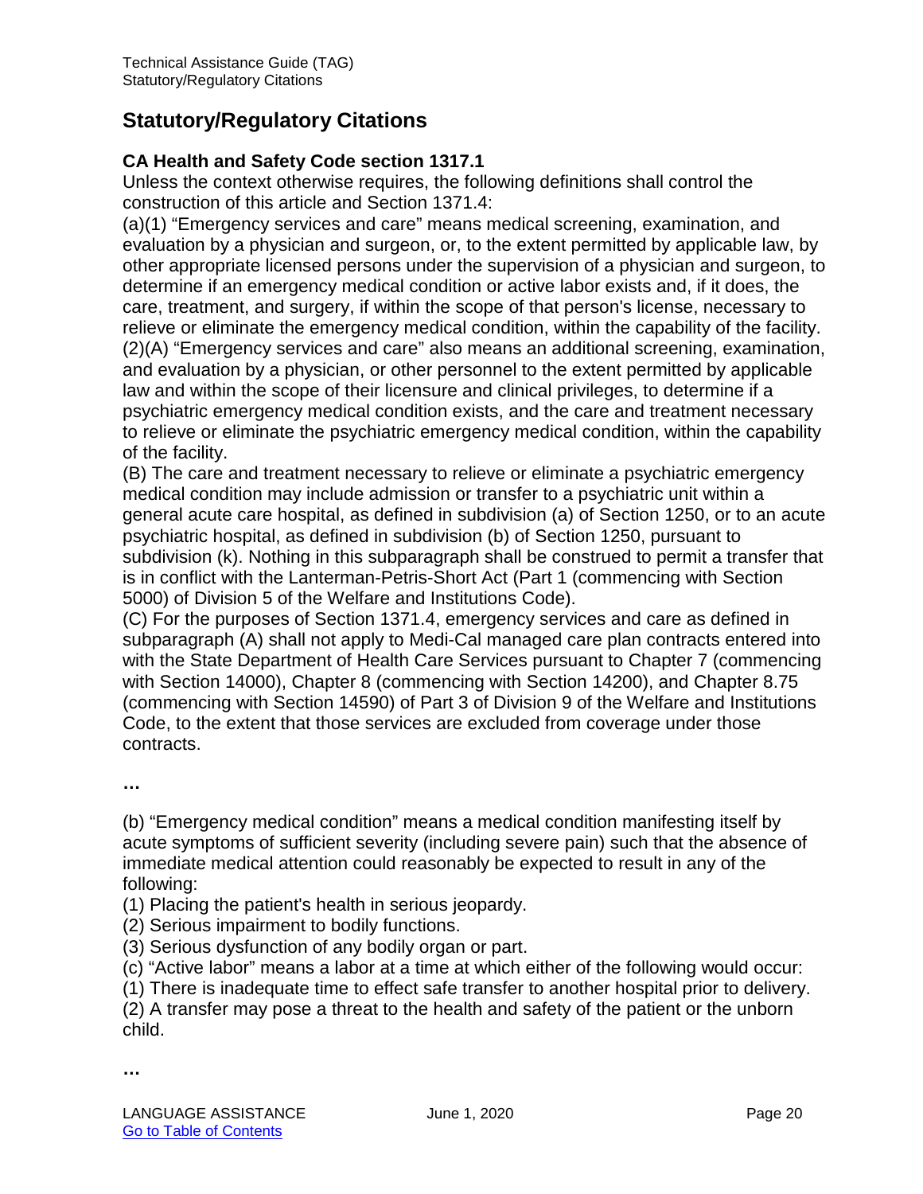## Statutory/Regulatory Citations

### CA Health and Safety Code section 1317.1

Unless the context otherwise requires, the following definitions shall control the construction of this article and Section 1371.4:

(a)(1) "Emergency services and care" means medical screening, examination, and evaluation by a physician and surgeon, or, to the extent permitted by applicable law, by other appropriate licensed persons under the supervision of a physician and surgeon, to determine if an emergency medical condition or active labor exists and, if it does, the care, treatment, and surgery, if within the scope of that person's license, necessary to relieve or eliminate the emergency medical condition, within the capability of the facility.

(2)(A) "Emergency services and care" also means an additional screening, examination, and evaluation by a physician, or other personnel to the extent permitted by applicable law and within the scope of their licensure and clinical privileges, to determine if a psychiatric emergency medical condition exists, and the care and treatment necessary to relieve or eliminate the psychiatric emergency medical condition, within the capability of the facility.

(B) The care and treatment necessary to relieve or eliminate a psychiatric emergency medical condition may include admission or transfer to a psychiatric unit within a general acute care hospital, as defined in subdivision (a) of Section 1250, or to an acute psychiatric hospital, as defined in subdivision (b) of Section 1250, pursuant to subdivision (k). Nothing in this subparagraph shall be construed to permit a transfer that is in conflict with the Lanterman-Petris-Short Act (Part 1 (commencing with Section 5000) of Division 5 of the Welfare and Institutions Code).

(C) For the purposes of Section 1371.4, emergency services and care as defined in subparagraph (A) shall not apply to Medi-Cal managed care plan contracts entered into with the State Department of Health Care Services pursuant to Chapter 7 (commencing with Section 14000), Chapter 8 (commencing with Section 14200), and Chapter 8.75 (commencing with Section 14590) of Part 3 of Division 9 of the Welfare and Institutions Code, to the extent that those services are excluded from coverage under those contracts.

**…**

(b) "Emergency medical condition" means a medical condition manifesting itself by acute symptoms of sufficient severity (including severe pain) such that the absence of immediate medical attention could reasonably be expected to result in any of the following:

(1) Placing the patient's health in serious jeopardy.

(2) Serious impairment to bodily functions.

(3) Serious dysfunction of any bodily organ or part.

(c) "Active labor" means a labor at a time at which either of the following would occur:

(1) There is inadequate time to effect safe transfer to another hospital prior to delivery.

(2) A transfer may pose a threat to the health and safety of the patient or the unborn child.

**…**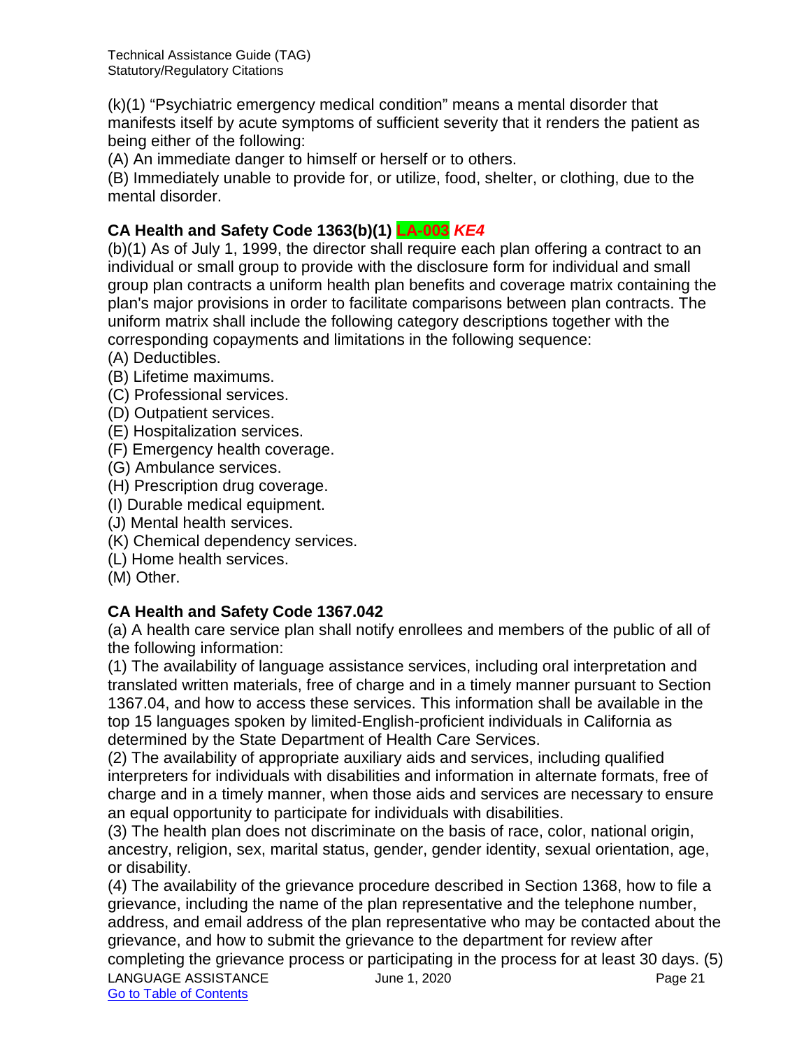(k)(1) “Psychiatric emergency medical condition” means a mental disorder that manifests itself by acute symptoms of sufficient severity that it renders the patient as being either of the following:

(A) An immediate danger to himself or herself or to others.

(B) Immediately unable to provide for, or utilize, food, shelter, or clothing, due to the mental disorder.

### CA Health and Safety Code 1363(b)(1) LA-003 *KE4*

(b)(1) As of July 1, 1999, the director shall require each plan offering a contract to an individual or small group to provide with the disclosure form for individual and small group plan contracts a uniform health plan benefits and coverage matrix containing the plan's major provisions in order to facilitate comparisons between plan contracts. The uniform matrix shall include the following category descriptions together with the corresponding copayments and limitations in the following sequence:

(A) Deductibles.

(B) Lifetime maximums.

(C) Professional services.

(D) Outpatient services.

(E) Hospitalization services.

(F) Emergency health coverage.

(G) Ambulance services.

(H) Prescription drug coverage.

(I) Durable medical equipment.

(J) Mental health services.

(K) Chemical dependency services.

(L) Home health services.

(M) Other.

### CA Health and Safety Code 1367.042

(a) A health care service plan shall notify enrollees and members of the public of all of the following information:

(1) The availability of language assistance services, including oral interpretation and translated written materials, free of charge and in a timely manner pursuant to Section 1367.04, and how to access these services. This information shall be available in the top 15 languages spoken by limited-English-proficient individuals in California as determined by the State Department of Health Care Services.

(2) The availability of appropriate auxiliary aids and services, including qualified interpreters for individuals with disabilities and information in alternate formats, free of charge and in a timely manner, when those aids and services are necessary to ensure an equal opportunity to participate for individuals with disabilities.

(3) The health plan does not discriminate on the basis of race, color, national origin, ancestry, religion, sex, marital status, gender, gender identity, sexual orientation, age, or disability.

(4) The availability of the grievance procedure described in Section 1368, how to file a grievance, including the name of the plan representative and the telephone number, address, and email address of the plan representative who may be contacted about the grievance, and how to submit the grievance to the department for review after completing the grievance process or participating in the process for at least 30 days. (5)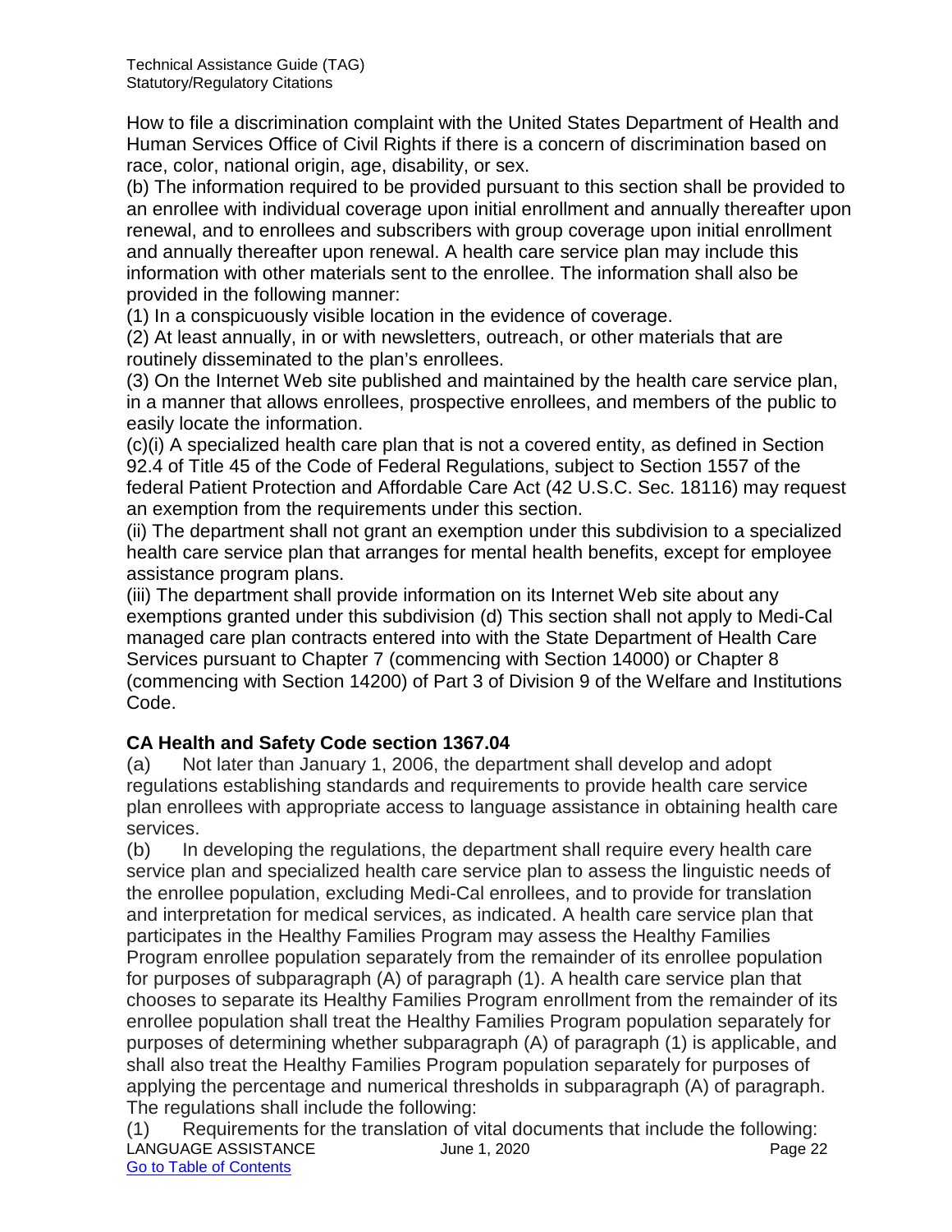How to file a discrimination complaint with the United States Department of Health and Human Services Office of Civil Rights if there is a concern of discrimination based on race, color, national origin, age, disability, or sex.

(b) The information required to be provided pursuant to this section shall be provided to an enrollee with individual coverage upon initial enrollment and annually thereafter upon renewal, and to enrollees and subscribers with group coverage upon initial enrollment and annually thereafter upon renewal. A health care service plan may include this information with other materials sent to the enrollee. The information shall also be provided in the following manner:

(1) In a conspicuously visible location in the evidence of coverage.

(2) At least annually, in or with newsletters, outreach, or other materials that are routinely disseminated to the plan's enrollees.

(3) On the Internet Web site published and maintained by the health care service plan, in a manner that allows enrollees, prospective enrollees, and members of the public to easily locate the information.

(c)(i) A specialized health care plan that is not a covered entity, as defined in Section 92.4 of Title 45 of the Code of Federal Regulations, subject to Section 1557 of the federal Patient Protection and Affordable Care Act (42 U.S.C. Sec. 18116) may request an exemption from the requirements under this section.

(ii) The department shall not grant an exemption under this subdivision to a specialized health care service plan that arranges for mental health benefits, except for employee assistance program plans.

(iii) The department shall provide information on its Internet Web site about any exemptions granted under this subdivision (d) This section shall not apply to Medi-Cal managed care plan contracts entered into with the State Department of Health Care Services pursuant to Chapter 7 (commencing with Section 14000) or Chapter 8 (commencing with Section 14200) of Part 3 of Division 9 of the Welfare and Institutions Code.

**CA Health and Safety Code section 1367.04**

(a) Not later than January 1, 2006, the department shall develop and adopt regulations establishing standards and requirements to provide health care service plan enrollees with appropriate access to language assistance in obtaining health care services.

(b) In developing the regulations, the department shall require every health care service plan and specialized health care service plan to assess the linguistic needs of the enrollee population, excluding Medi-Cal enrollees, and to provide for translation and interpretation for medical services, as indicated. A health care service plan that participates in the Healthy Families Program may assess the Healthy Families Program enrollee population separately from the remainder of its enrollee population for purposes of subparagraph (A) of paragraph (1). A health care service plan that chooses to separate its Healthy Families Program enrollment from the remainder of its enrollee population shall treat the Healthy Families Program population separately for purposes of determining whether subparagraph (A) of paragraph (1) is applicable, and shall also treat the Healthy Families Program population separately for purposes of applying the percentage and numerical thresholds in subparagraph (A) of paragraph. The regulations shall include the following:

(1) Requirements for the translation of vital documents that include the following: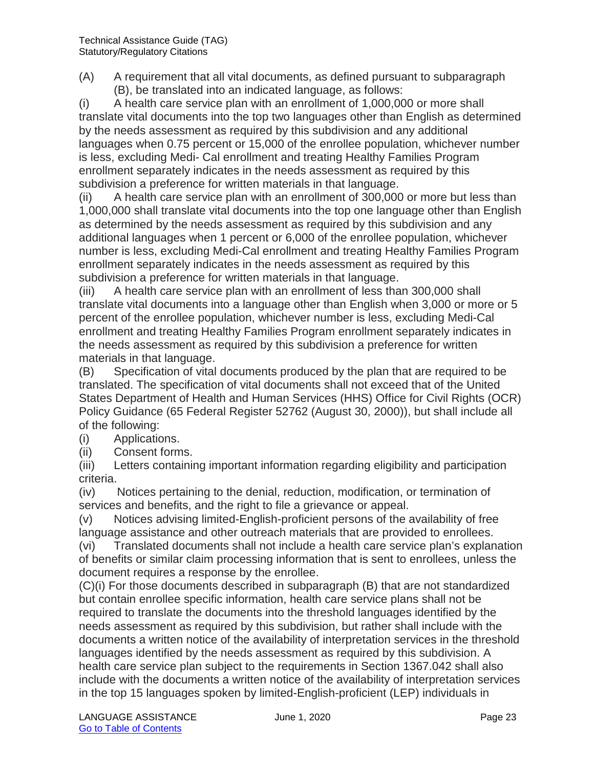(A) A requirement that all vital documents, as defined pursuant to subparagraph (B), be translated into an indicated language, as follows:

(i) A health care service plan with an enrollment of 1,000,000 or more shall translate vital documents into the top two languages other than English as determined by the needs assessment as required by this subdivision and any additional languages when 0.75 percent or 15,000 of the enrollee population, whichever number is less, excluding Medi- Cal enrollment and treating Healthy Families Program enrollment separately indicates in the needs assessment as required by this subdivision a preference for written materials in that language.

(ii) A health care service plan with an enrollment of 300,000 or more but less than 1,000,000 shall translate vital documents into the top one language other than English as determined by the needs assessment as required by this subdivision and any additional languages when 1 percent or 6,000 of the enrollee population, whichever number is less, excluding Medi-Cal enrollment and treating Healthy Families Program enrollment separately indicates in the needs assessment as required by this subdivision a preference for written materials in that language.

(iii) A health care service plan with an enrollment of less than 300,000 shall translate vital documents into a language other than English when 3,000 or more or 5 percent of the enrollee population, whichever number is less, excluding Medi-Cal enrollment and treating Healthy Families Program enrollment separately indicates in the needs assessment as required by this subdivision a preference for written materials in that language.

(B) Specification of vital documents produced by the plan that are required to be translated. The specification of vital documents shall not exceed that of the United States Department of Health and Human Services (HHS) Office for Civil Rights (OCR) Policy Guidance (65 Federal Register 52762 (August 30, 2000)), but shall include all of the following:

(i) Applications.

(ii) Consent forms.

(iii) Letters containing important information regarding eligibility and participation criteria.

(iv) Notices pertaining to the denial, reduction, modification, or termination of services and benefits, and the right to file a grievance or appeal.

(v) Notices advising limited-English-proficient persons of the availability of free language assistance and other outreach materials that are provided to enrollees.

(vi) Translated documents shall not include a health care service plan's explanation of benefits or similar claim processing information that is sent to enrollees, unless the document requires a response by the enrollee.

(C)(i) For those documents described in subparagraph (B) that are not standardized but contain enrollee specific information, health care service plans shall not be required to translate the documents into the threshold languages identified by the needs assessment as required by this subdivision, but rather shall include with the documents a written notice of the availability of interpretation services in the threshold languages identified by the needs assessment as required by this subdivision. A health care service plan subject to the requirements in Section 1367.042 shall also include with the documents a written notice of the availability of interpretation services in the top 15 languages spoken by limited-English-proficient (LEP) individuals in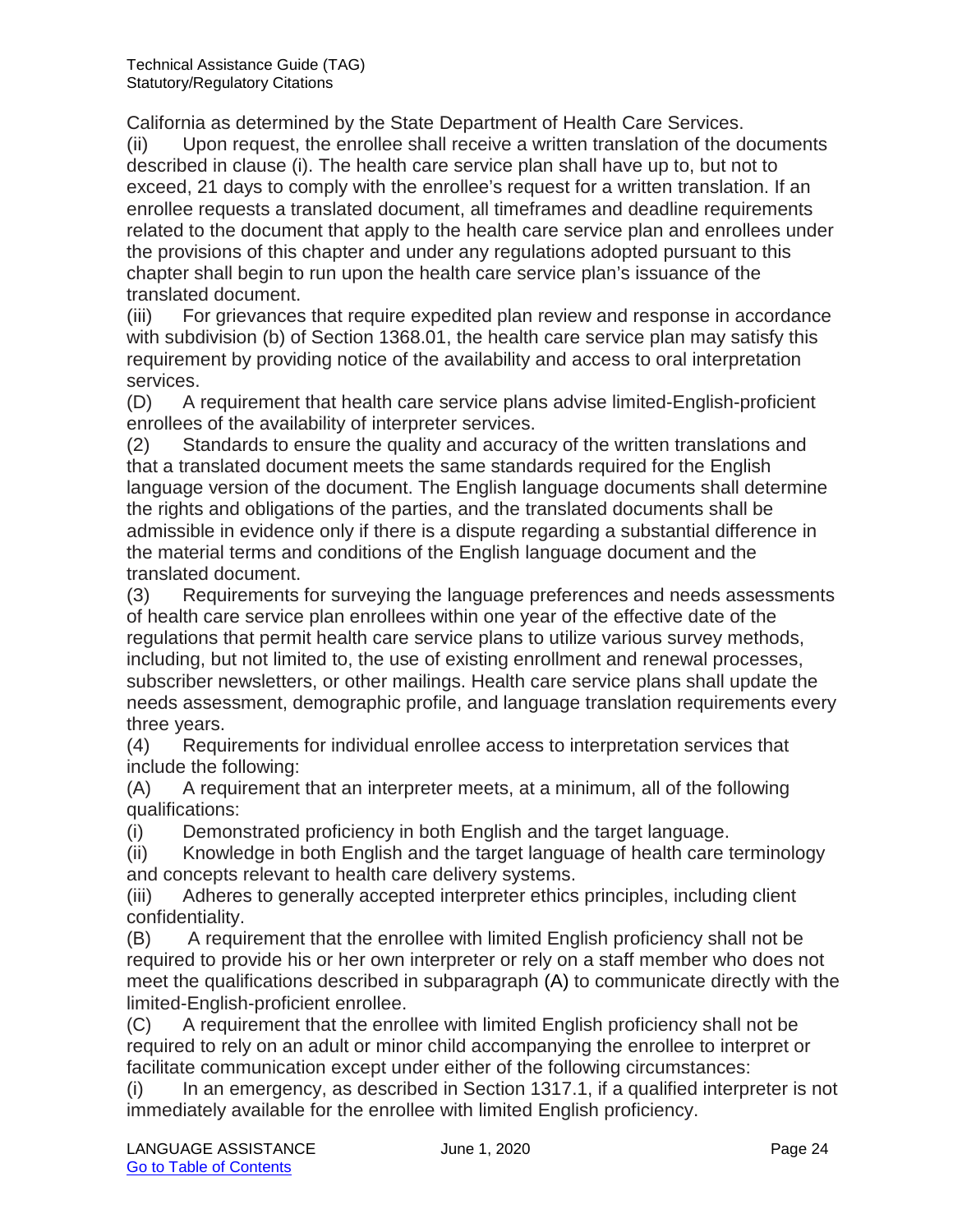California as determined by the State Department of Health Care Services.

(ii) Upon request, the enrollee shall receive a written translation of the documents described in clause (i). The health care service plan shall have up to, but not to exceed, 21 days to comply with the enrollee's request for a written translation. If an enrollee requests a translated document, all timeframes and deadline requirements related to the document that apply to the health care service plan and enrollees under the provisions of this chapter and under any regulations adopted pursuant to this chapter shall begin to run upon the health care service plan's issuance of the translated document.

(iii) For grievances that require expedited plan review and response in accordance with subdivision (b) of Section 1368.01, the health care service plan may satisfy this requirement by providing notice of the availability and access to oral interpretation services.

(D) A requirement that health care service plans advise limited-English-proficient enrollees of the availability of interpreter services.

(2) Standards to ensure the quality and accuracy of the written translations and that a translated document meets the same standards required for the English language version of the document. The English language documents shall determine the rights and obligations of the parties, and the translated documents shall be admissible in evidence only if there is a dispute regarding a substantial difference in the material terms and conditions of the English language document and the translated document.

(3) Requirements for surveying the language preferences and needs assessments of health care service plan enrollees within one year of the effective date of the regulations that permit health care service plans to utilize various survey methods, including, but not limited to, the use of existing enrollment and renewal processes, subscriber newsletters, or other mailings. Health care service plans shall update the needs assessment, demographic profile, and language translation requirements every three years.

(4) Requirements for individual enrollee access to interpretation services that include the following:

(A) A requirement that an interpreter meets, at a minimum, all of the following qualifications:

(i) Demonstrated proficiency in both English and the target language.

(ii) Knowledge in both English and the target language of health care terminology and concepts relevant to health care delivery systems.

(iii) Adheres to generally accepted interpreter ethics principles, including client confidentiality.

(B) A requirement that the enrollee with limited English proficiency shall not be required to provide his or her own interpreter or rely on a staff member who does not meet the qualifications described in subparagraph (A) to communicate directly with the limited-English-proficient enrollee.

(C) A requirement that the enrollee with limited English proficiency shall not be required to rely on an adult or minor child accompanying the enrollee to interpret or facilitate communication except under either of the following circumstances:

(i) In an emergency, as described in Section 1317.1, if a qualified interpreter is not immediately available for the enrollee with limited English proficiency.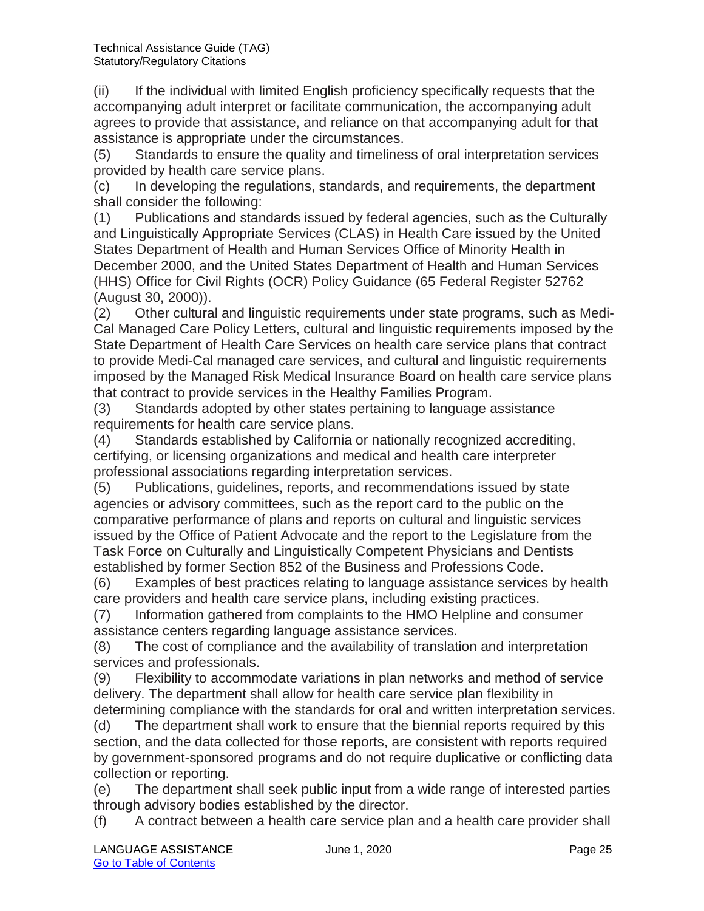(ii) If the individual with limited English proficiency specifically requests that the accompanying adult interpret or facilitate communication, the accompanying adult agrees to provide that assistance, and reliance on that accompanying adult for that assistance is appropriate under the circumstances.

(5) Standards to ensure the quality and timeliness of oral interpretation services provided by health care service plans.

(c) In developing the regulations, standards, and requirements, the department shall consider the following:

(1) Publications and standards issued by federal agencies, such as the Culturally and Linguistically Appropriate Services (CLAS) in Health Care issued by the United States Department of Health and Human Services Office of Minority Health in December 2000, and the United States Department of Health and Human Services (HHS) Office for Civil Rights (OCR) Policy Guidance (65 Federal Register 52762 (August 30, 2000)).

(2) Other cultural and linguistic requirements under state programs, such as Medi-Cal Managed Care Policy Letters, cultural and linguistic requirements imposed by the State Department of Health Care Services on health care service plans that contract to provide Medi-Cal managed care services, and cultural and linguistic requirements imposed by the Managed Risk Medical Insurance Board on health care service plans that contract to provide services in the Healthy Families Program.

(3) Standards adopted by other states pertaining to language assistance requirements for health care service plans.

(4) Standards established by California or nationally recognized accrediting, certifying, or licensing organizations and medical and health care interpreter professional associations regarding interpretation services.

(5) Publications, guidelines, reports, and recommendations issued by state agencies or advisory committees, such as the report card to the public on the comparative performance of plans and reports on cultural and linguistic services issued by the Office of Patient Advocate and the report to the Legislature from the Task Force on Culturally and Linguistically Competent Physicians and Dentists established by former Section 852 of the Business and Professions Code.

(6) Examples of best practices relating to language assistance services by health care providers and health care service plans, including existing practices.

(7) Information gathered from complaints to the HMO Helpline and consumer assistance centers regarding language assistance services.

(8) The cost of compliance and the availability of translation and interpretation services and professionals.

(9) Flexibility to accommodate variations in plan networks and method of service delivery. The department shall allow for health care service plan flexibility in determining compliance with the standards for oral and written interpretation services.

(d) The department shall work to ensure that the biennial reports required by this section, and the data collected for those reports, are consistent with reports required by government-sponsored programs and do not require duplicative or conflicting data collection or reporting.

(e) The department shall seek public input from a wide range of interested parties through advisory bodies established by the director.

(f) A contract between a health care service plan and a health care provider shall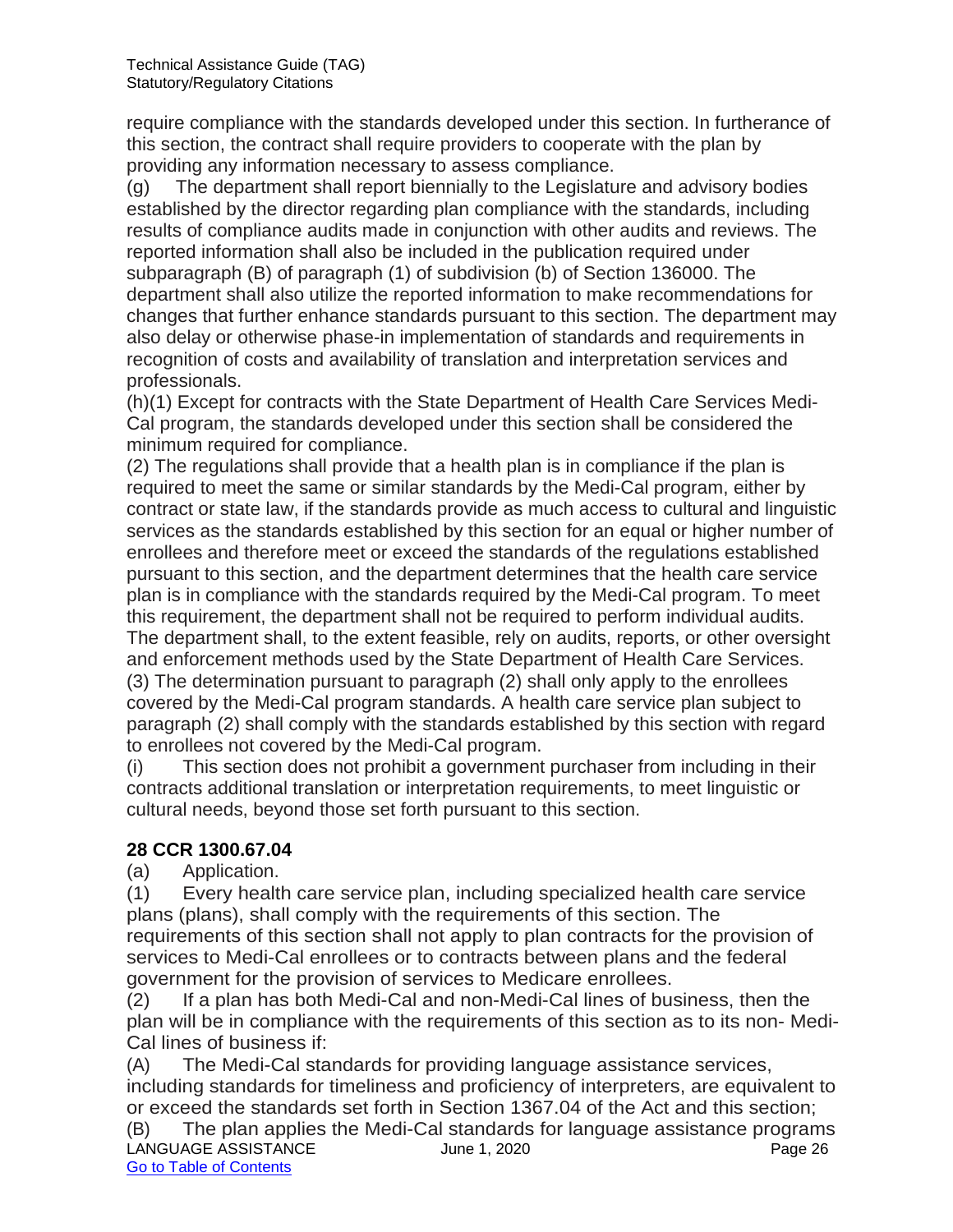require compliance with the standards developed under this section. In furtherance of this section, the contract shall require providers to cooperate with the plan by providing any information necessary to assess compliance.

(g) The department shall report biennially to the Legislature and advisory bodies established by the director regarding plan compliance with the standards, including results of compliance audits made in conjunction with other audits and reviews. The reported information shall also be included in the publication required under subparagraph (B) of paragraph (1) of subdivision (b) of Section 136000. The department shall also utilize the reported information to make recommendations for changes that further enhance standards pursuant to this section. The department may also delay or otherwise phase-in implementation of standards and requirements in recognition of costs and availability of translation and interpretation services and professionals.

(h)(1) Except for contracts with the State Department of Health Care Services Medi-Cal program, the standards developed under this section shall be considered the minimum required for compliance.

(2) The regulations shall provide that a health plan is in compliance if the plan is required to meet the same or similar standards by the Medi-Cal program, either by contract or state law, if the standards provide as much access to cultural and linguistic services as the standards established by this section for an equal or higher number of enrollees and therefore meet or exceed the standards of the regulations established pursuant to this section, and the department determines that the health care service plan is in compliance with the standards required by the Medi-Cal program. To meet this requirement, the department shall not be required to perform individual audits. The department shall, to the extent feasible, rely on audits, reports, or other oversight and enforcement methods used by the State Department of Health Care Services.

(3) The determination pursuant to paragraph (2) shall only apply to the enrollees covered by the Medi-Cal program standards. A health care service plan subject to paragraph (2) shall comply with the standards established by this section with regard to enrollees not covered by the Medi-Cal program.

(i) This section does not prohibit a government purchaser from including in their contracts additional translation or interpretation requirements, to meet linguistic or cultural needs, beyond those set forth pursuant to this section.

**28 CCR 1300.67.04**

(a) Application.

(1) Every health care service plan, including specialized health care service plans (plans), shall comply with the requirements of this section. The requirements of this section shall not apply to plan contracts for the provision of services to Medi-Cal enrollees or to contracts between plans and the federal government for the provision of services to Medicare enrollees.

(2) If a plan has both Medi-Cal and non-Medi-Cal lines of business, then the plan will be in compliance with the requirements of this section as to its non- Medi-Cal lines of business if:

(A) The Medi-Cal standards for providing language assistance services, including standards for timeliness and proficiency of interpreters, are equivalent to or exceed the standards set forth in Section 1367.04 of the Act and this section;

(B) The plan applies the Medi-Cal standards for language assistance programs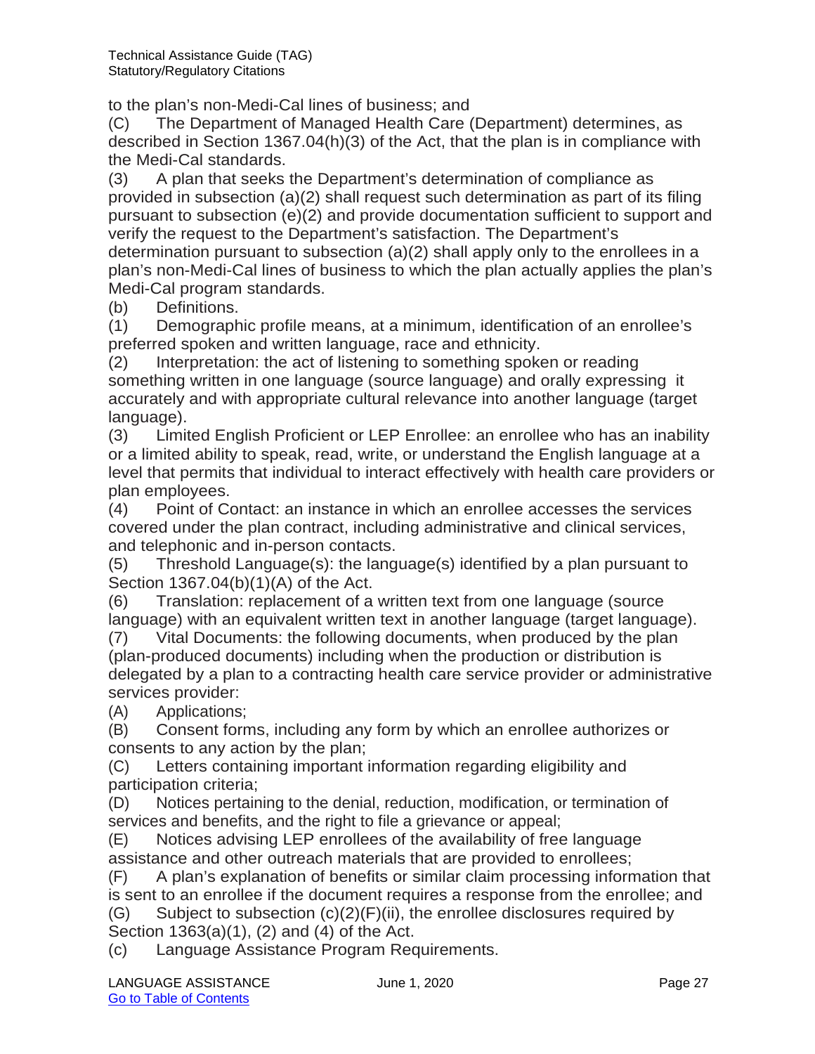to the plan's non-Medi-Cal lines of business; and

(C) The Department of Managed Health Care (Department) determines, as described in Section 1367.04(h)(3) of the Act, that the plan is in compliance with the Medi-Cal standards.

(3) A plan that seeks the Department's determination of compliance as provided in subsection (a)(2) shall request such determination as part of its filing pursuant to subsection (e)(2) and provide documentation sufficient to support and verify the request to the Department's satisfaction. The Department's determination pursuant to subsection (a)(2) shall apply only to the enrollees in a plan's non-Medi-Cal lines of business to which the plan actually applies the plan's Medi-Cal program standards.

(b) Definitions.

(1) Demographic profile means, at a minimum, identification of an enrollee's preferred spoken and written language, race and ethnicity.

(2) Interpretation: the act of listening to something spoken or reading something written in one language (source language) and orally expressing it accurately and with appropriate cultural relevance into another language (target language).

(3) Limited English Proficient or LEP Enrollee: an enrollee who has an inability or a limited ability to speak, read, write, or understand the English language at a level that permits that individual to interact effectively with health care providers or plan employees.

(4) Point of Contact: an instance in which an enrollee accesses the services covered under the plan contract, including administrative and clinical services, and telephonic and in-person contacts.

(5) Threshold Language(s): the language(s) identified by a plan pursuant to Section 1367.04(b)(1)(A) of the Act.

(6) Translation: replacement of a written text from one language (source language) with an equivalent written text in another language (target language).

(7) Vital Documents: the following documents, when produced by the plan (plan-produced documents) including when the production or distribution is delegated by a plan to a contracting health care service provider or administrative services provider:

(A) Applications;

(B) Consent forms, including any form by which an enrollee authorizes or consents to any action by the plan;

(C) Letters containing important information regarding eligibility and participation criteria;

(D) Notices pertaining to the denial, reduction, modification, or termination of services and benefits, and the right to file a grievance or appeal;

(E) Notices advising LEP enrollees of the availability of free language assistance and other outreach materials that are provided to enrollees;

(F) A plan's explanation of benefits or similar claim processing information that is sent to an enrollee if the document requires a response from the enrollee; and

(G) Subject to subsection (c)(2)(F)(ii), the enrollee disclosures required by Section 1363(a)(1), (2) and (4) of the Act.

(c) Language Assistance Program Requirements.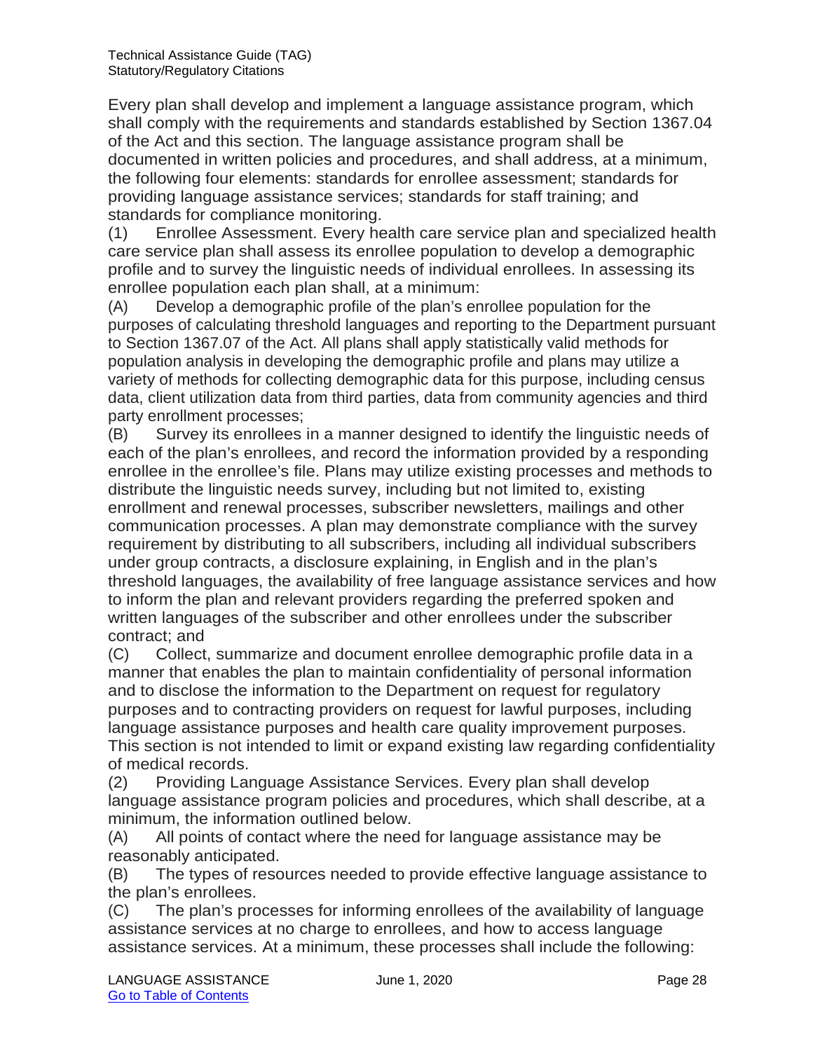Every plan shall develop and implement a language assistance program, which shall comply with the requirements and standards established by Section 1367.04 of the Act and this section. The language assistance program shall be documented in written policies and procedures, and shall address, at a minimum, the following four elements: standards for enrollee assessment; standards for providing language assistance services; standards for staff training; and standards for compliance monitoring.

(1) Enrollee Assessment. Every health care service plan and specialized health care service plan shall assess its enrollee population to develop a demographic profile and to survey the linguistic needs of individual enrollees. In assessing its enrollee population each plan shall, at a minimum:

(A) Develop a demographic profile of the plan's enrollee population for the purposes of calculating threshold languages and reporting to the Department pursuant to Section 1367.07 of the Act. All plans shall apply statistically valid methods for population analysis in developing the demographic profile and plans may utilize a variety of methods for collecting demographic data for this purpose, including census data, client utilization data from third parties, data from community agencies and third party enrollment processes;

(B) Survey its enrollees in a manner designed to identify the linguistic needs of each of the plan's enrollees, and record the information provided by a responding enrollee in the enrollee's file. Plans may utilize existing processes and methods to distribute the linguistic needs survey, including but not limited to, existing enrollment and renewal processes, subscriber newsletters, mailings and other communication processes. A plan may demonstrate compliance with the survey requirement by distributing to all subscribers, including all individual subscribers under group contracts, a disclosure explaining, in English and in the plan's threshold languages, the availability of free language assistance services and how to inform the plan and relevant providers regarding the preferred spoken and written languages of the subscriber and other enrollees under the subscriber contract; and

(C) Collect, summarize and document enrollee demographic profile data in a manner that enables the plan to maintain confidentiality of personal information and to disclose the information to the Department on request for regulatory purposes and to contracting providers on request for lawful purposes, including language assistance purposes and health care quality improvement purposes. This section is not intended to limit or expand existing law regarding confidentiality of medical records.

(2) Providing Language Assistance Services. Every plan shall develop language assistance program policies and procedures, which shall describe, at a minimum, the information outlined below.

(A) All points of contact where the need for language assistance may be reasonably anticipated.

(B) The types of resources needed to provide effective language assistance to the plan's enrollees.

(C) The plan's processes for informing enrollees of the availability of language assistance services at no charge to enrollees, and how to access language assistance services. At a minimum, these processes shall include the following: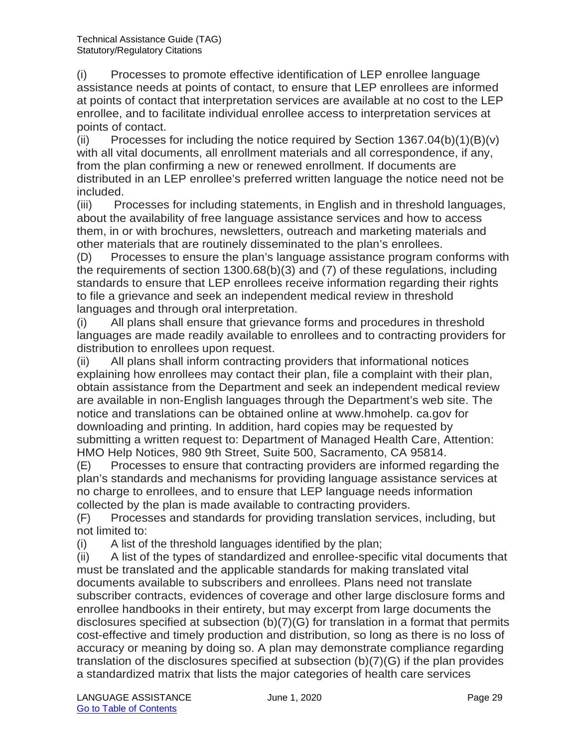(i) Processes to promote effective identification of LEP enrollee language assistance needs at points of contact, to ensure that LEP enrollees are informed at points of contact that interpretation services are available at no cost to the LEP enrollee, and to facilitate individual enrollee access to interpretation services at points of contact.

(ii) Processes for including the notice required by Section 1367.04(b)(1)(B)(v) with all vital documents, all enrollment materials and all correspondence, if any, from the plan confirming a new or renewed enrollment. If documents are distributed in an LEP enrollee's preferred written language the notice need not be included.

(iii) Processes for including statements, in English and in threshold languages, about the availability of free language assistance services and how to access them, in or with brochures, newsletters, outreach and marketing materials and other materials that are routinely disseminated to the plan's enrollees.

(D) Processes to ensure the plan's language assistance program conforms with the requirements of section 1300.68(b)(3) and (7) of these regulations, including standards to ensure that LEP enrollees receive information regarding their rights to file a grievance and seek an independent medical review in threshold languages and through oral interpretation.

(i) All plans shall ensure that grievance forms and procedures in threshold languages are made readily available to enrollees and to contracting providers for distribution to enrollees upon request.

(ii) All plans shall inform contracting providers that informational notices explaining how enrollees may contact their plan, file a complaint with their plan, obtain assistance from the Department and seek an independent medical review are available in non-English languages through the Department's web site. The notice and translations can be obtained online at www.hmohelp. ca.gov for downloading and printing. In addition, hard copies may be requested by submitting a written request to: Department of Managed Health Care, Attention: HMO Help Notices, 980 9th Street, Suite 500, Sacramento, CA 95814.

(E) Processes to ensure that contracting providers are informed regarding the plan's standards and mechanisms for providing language assistance services at no charge to enrollees, and to ensure that LEP language needs information collected by the plan is made available to contracting providers.

(F) Processes and standards for providing translation services, including, but not limited to:

(i) A list of the threshold languages identified by the plan;

(ii) A list of the types of standardized and enrollee-specific vital documents that must be translated and the applicable standards for making translated vital documents available to subscribers and enrollees. Plans need not translate subscriber contracts, evidences of coverage and other large disclosure forms and enrollee handbooks in their entirety, but may excerpt from large documents the disclosures specified at subsection (b)(7)(G) for translation in a format that permits cost-effective and timely production and distribution, so long as there is no loss of accuracy or meaning by doing so. A plan may demonstrate compliance regarding translation of the disclosures specified at subsection (b)(7)(G) if the plan provides a standardized matrix that lists the major categories of health care services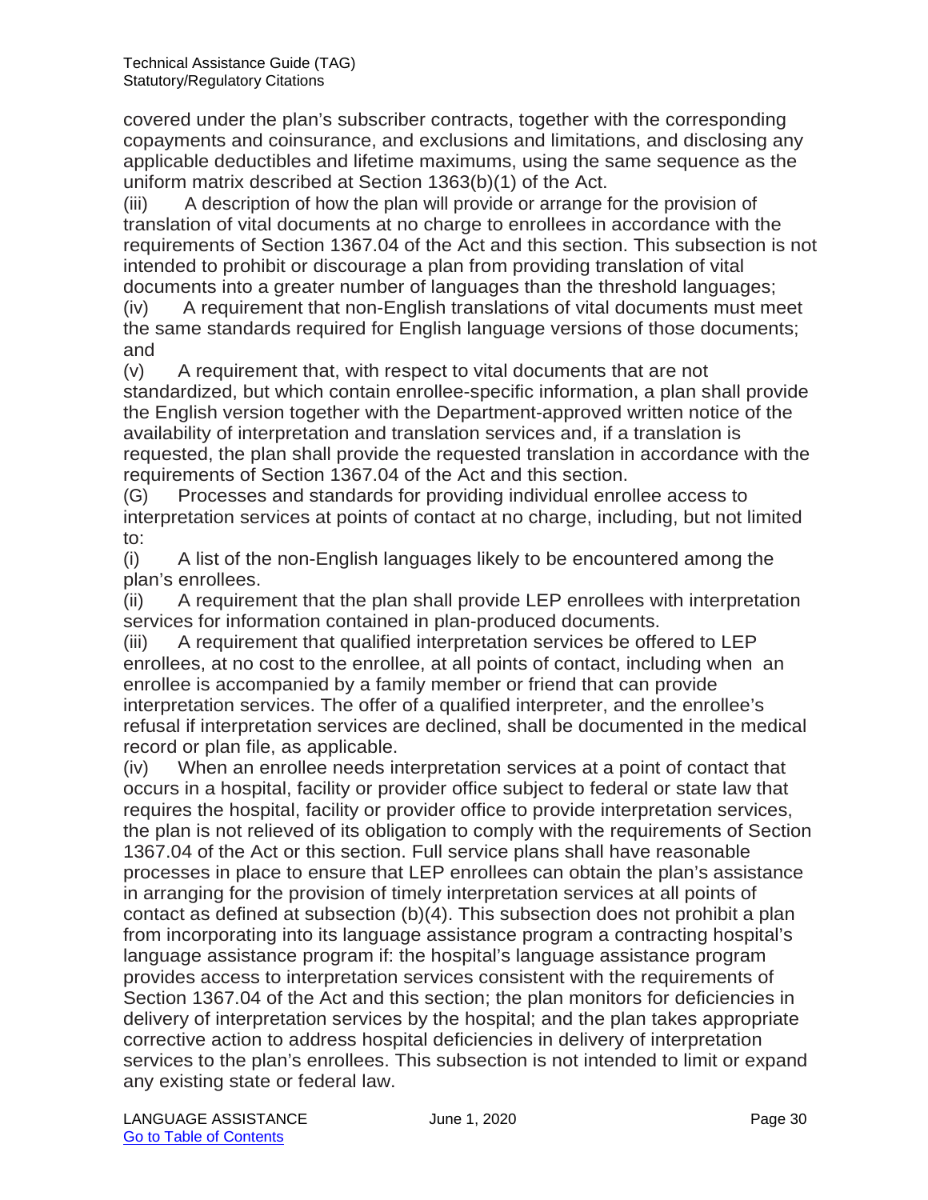covered under the plan's subscriber contracts, together with the corresponding copayments and coinsurance, and exclusions and limitations, and disclosing any applicable deductibles and lifetime maximums, using the same sequence as the uniform matrix described at Section 1363(b)(1) of the Act.

(iii) A description of how the plan will provide or arrange for the provision of translation of vital documents at no charge to enrollees in accordance with the requirements of Section 1367.04 of the Act and this section. This subsection is not intended to prohibit or discourage a plan from providing translation of vital documents into a greater number of languages than the threshold languages;

(iv) A requirement that non-English translations of vital documents must meet the same standards required for English language versions of those documents; and

(v) A requirement that, with respect to vital documents that are not standardized, but which contain enrollee-specific information, a plan shall provide the English version together with the Department-approved written notice of the availability of interpretation and translation services and, if a translation is requested, the plan shall provide the requested translation in accordance with the requirements of Section 1367.04 of the Act and this section.

(G) Processes and standards for providing individual enrollee access to interpretation services at points of contact at no charge, including, but not limited to:

(i) A list of the non-English languages likely to be encountered among the plan's enrollees.

(ii) A requirement that the plan shall provide LEP enrollees with interpretation services for information contained in plan-produced documents.

(iii) A requirement that qualified interpretation services be offered to LEP enrollees, at no cost to the enrollee, at all points of contact, including when an enrollee is accompanied by a family member or friend that can provide interpretation services. The offer of a qualified interpreter, and the enrollee's refusal if interpretation services are declined, shall be documented in the medical record or plan file, as applicable.

(iv) When an enrollee needs interpretation services at a point of contact that occurs in a hospital, facility or provider office subject to federal or state law that requires the hospital, facility or provider office to provide interpretation services, the plan is not relieved of its obligation to comply with the requirements of Section 1367.04 of the Act or this section. Full service plans shall have reasonable processes in place to ensure that LEP enrollees can obtain the plan's assistance in arranging for the provision of timely interpretation services at all points of contact as defined at subsection (b)(4). This subsection does not prohibit a plan from incorporating into its language assistance program a contracting hospital's language assistance program if: the hospital's language assistance program provides access to interpretation services consistent with the requirements of Section 1367.04 of the Act and this section; the plan monitors for deficiencies in delivery of interpretation services by the hospital; and the plan takes appropriate corrective action to address hospital deficiencies in delivery of interpretation services to the plan's enrollees. This subsection is not intended to limit or expand any existing state or federal law.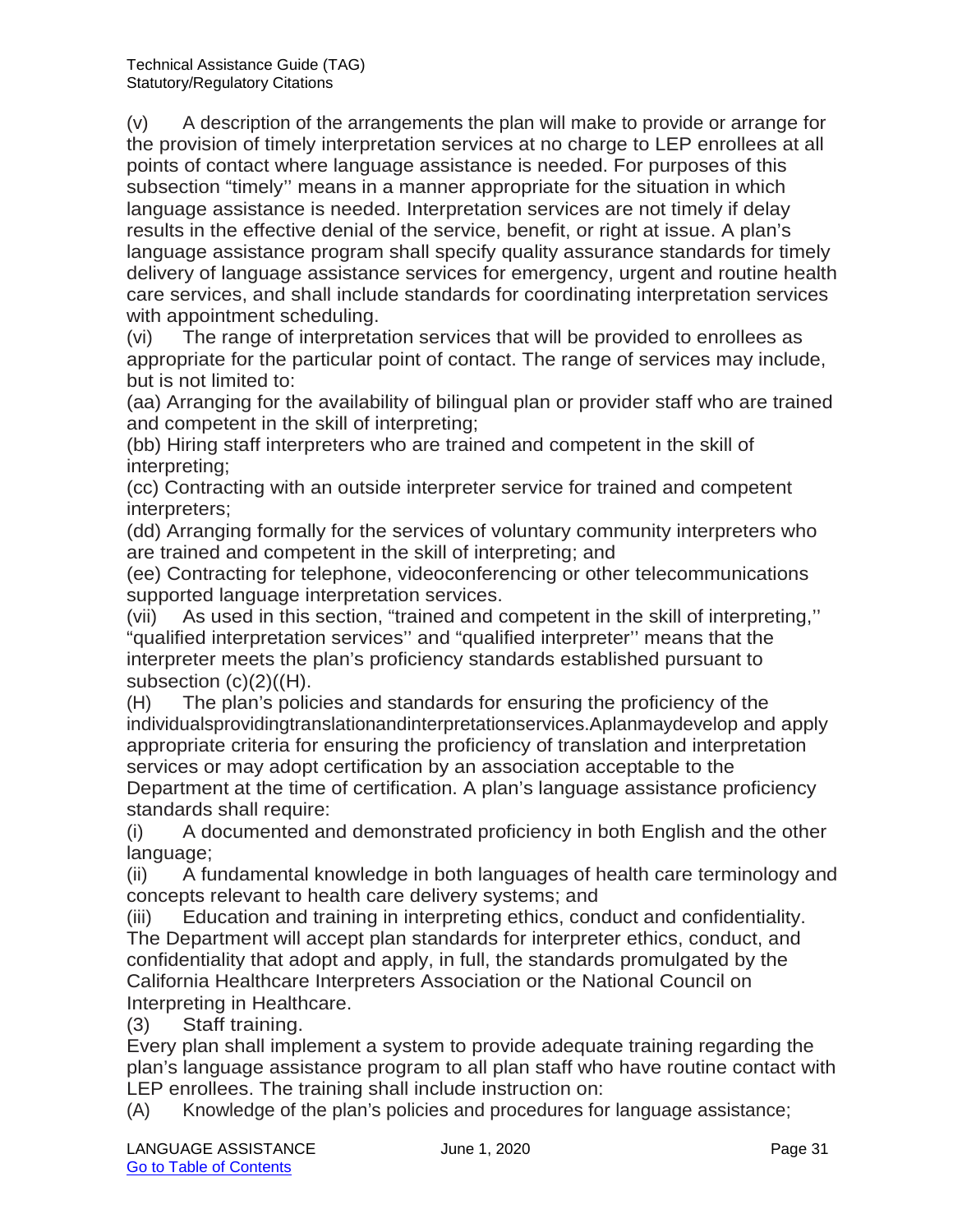(v) A description of the arrangements the plan will make to provide or arrange for the provision of timely interpretation services at no charge to LEP enrollees at all points of contact where language assistance is needed. For purposes of this subsection “timely'' means in a manner appropriate for the situation in which language assistance is needed. Interpretation services are not timely if delay results in the effective denial of the service, benefit, or right at issue. A plan's language assistance program shall specify quality assurance standards for timely delivery of language assistance services for emergency, urgent and routine health care services, and shall include standards for coordinating interpretation services with appointment scheduling.

(vi) The range of interpretation services that will be provided to enrollees as appropriate for the particular point of contact. The range of services may include, but is not limited to:

(aa) Arranging for the availability of bilingual plan or provider staff who are trained and competent in the skill of interpreting;

(bb) Hiring staff interpreters who are trained and competent in the skill of interpreting;

(cc) Contracting with an outside interpreter service for trained and competent interpreters;

(dd) Arranging formally for the services of voluntary community interpreters who are trained and competent in the skill of interpreting; and

(ee) Contracting for telephone, videoconferencing or other telecommunications supported language interpretation services.

(vii) As used in this section, “trained and competent in the skill of interpreting,'' “qualified interpretation services'' and “qualified interpreter'' means that the interpreter meets the plan's proficiency standards established pursuant to subsection (c)(2)((H).

(H) The plan's policies and standards for ensuring the proficiency of the individualsprovidingtranslationandinterpretationservices.Aplanmaydevelop and apply appropriate criteria for ensuring the proficiency of translation and interpretation services or may adopt certification by an association acceptable to the Department at the time of certification. A plan's language assistance proficiency standards shall require:

(i) A documented and demonstrated proficiency in both English and the other language;

(ii) A fundamental knowledge in both languages of health care terminology and concepts relevant to health care delivery systems; and

(iii) Education and training in interpreting ethics, conduct and confidentiality. The Department will accept plan standards for interpreter ethics, conduct, and confidentiality that adopt and apply, in full, the standards promulgated by the California Healthcare Interpreters Association or the National Council on Interpreting in Healthcare.

(3) Staff training.

Every plan shall implement a system to provide adequate training regarding the plan's language assistance program to all plan staff who have routine contact with LEP enrollees. The training shall include instruction on:

(A) Knowledge of the plan's policies and procedures for language assistance;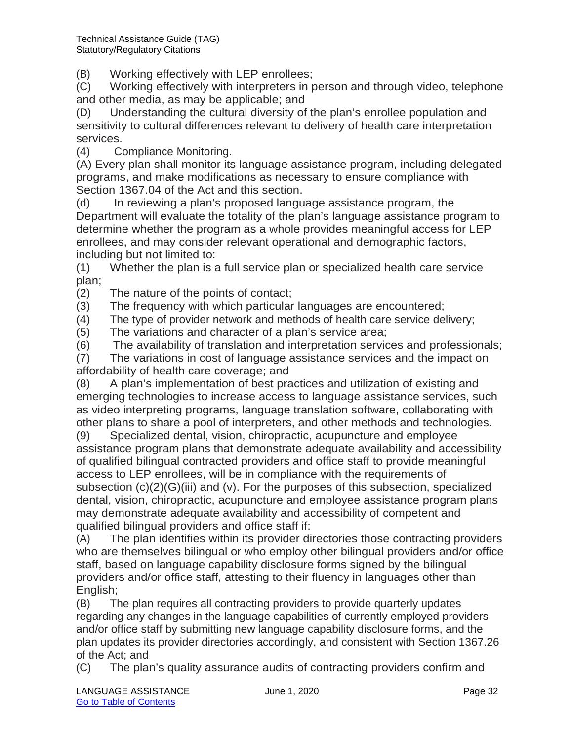(B) Working effectively with LEP enrollees;

(C) Working effectively with interpreters in person and through video, telephone and other media, as may be applicable; and

(D) Understanding the cultural diversity of the plan's enrollee population and sensitivity to cultural differences relevant to delivery of health care interpretation services.

(4) Compliance Monitoring.

(A) Every plan shall monitor its language assistance program, including delegated programs, and make modifications as necessary to ensure compliance with Section 1367.04 of the Act and this section.

(d) In reviewing a plan's proposed language assistance program, the Department will evaluate the totality of the plan's language assistance program to determine whether the program as a whole provides meaningful access for LEP enrollees, and may consider relevant operational and demographic factors, including but not limited to:

(1) Whether the plan is a full service plan or specialized health care service plan;

(2) The nature of the points of contact;

(3) The frequency with which particular languages are encountered;

(4) The type of provider network and methods of health care service delivery;

(5) The variations and character of a plan's service area;

(6) The availability of translation and interpretation services and professionals;

(7) The variations in cost of language assistance services and the impact on affordability of health care coverage; and

(8) A plan's implementation of best practices and utilization of existing and emerging technologies to increase access to language assistance services, such as video interpreting programs, language translation software, collaborating with other plans to share a pool of interpreters, and other methods and technologies.

(9) Specialized dental, vision, chiropractic, acupuncture and employee assistance program plans that demonstrate adequate availability and accessibility of qualified bilingual contracted providers and office staff to provide meaningful access to LEP enrollees, will be in compliance with the requirements of subsection (c)(2)(G)(iii) and (v). For the purposes of this subsection, specialized dental, vision, chiropractic, acupuncture and employee assistance program plans may demonstrate adequate availability and accessibility of competent and qualified bilingual providers and office staff if:

(A) The plan identifies within its provider directories those contracting providers who are themselves bilingual or who employ other bilingual providers and/or office staff, based on language capability disclosure forms signed by the bilingual providers and/or office staff, attesting to their fluency in languages other than English;

(B) The plan requires all contracting providers to provide quarterly updates regarding any changes in the language capabilities of currently employed providers and/or office staff by submitting new language capability disclosure forms, and the plan updates its provider directories accordingly, and consistent with Section 1367.26 of the Act; and

(C) The plan's quality assurance audits of contracting providers confirm and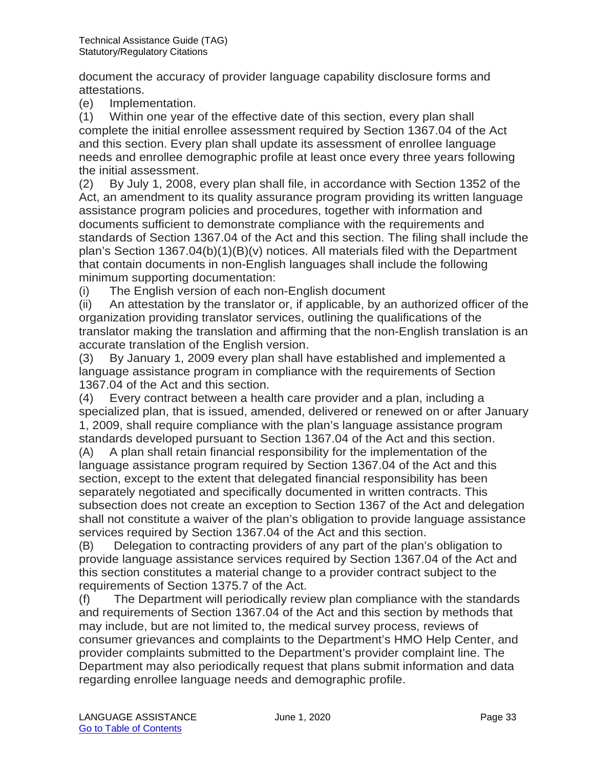document the accuracy of provider language capability disclosure forms and attestations.

(e) Implementation.

(1) Within one year of the effective date of this section, every plan shall complete the initial enrollee assessment required by Section 1367.04 of the Act and this section. Every plan shall update its assessment of enrollee language needs and enrollee demographic profile at least once every three years following the initial assessment.

(2) By July 1, 2008, every plan shall file, in accordance with Section 1352 of the Act, an amendment to its quality assurance program providing its written language assistance program policies and procedures, together with information and documents sufficient to demonstrate compliance with the requirements and standards of Section 1367.04 of the Act and this section. The filing shall include the plan's Section 1367.04(b)(1)(B)(v) notices. All materials filed with the Department that contain documents in non-English languages shall include the following minimum supporting documentation:

(i) The English version of each non-English document

(ii) An attestation by the translator or, if applicable, by an authorized officer of the organization providing translator services, outlining the qualifications of the translator making the translation and affirming that the non-English translation is an accurate translation of the English version.

(3) By January 1, 2009 every plan shall have established and implemented a language assistance program in compliance with the requirements of Section 1367.04 of the Act and this section.

(4) Every contract between a health care provider and a plan, including a specialized plan, that is issued, amended, delivered or renewed on or after January 1, 2009, shall require compliance with the plan's language assistance program standards developed pursuant to Section 1367.04 of the Act and this section.

(A) A plan shall retain financial responsibility for the implementation of the language assistance program required by Section 1367.04 of the Act and this section, except to the extent that delegated financial responsibility has been separately negotiated and specifically documented in written contracts. This subsection does not create an exception to Section 1367 of the Act and delegation shall not constitute a waiver of the plan's obligation to provide language assistance services required by Section 1367.04 of the Act and this section.

(B) Delegation to contracting providers of any part of the plan's obligation to provide language assistance services required by Section 1367.04 of the Act and this section constitutes a material change to a provider contract subject to the requirements of Section 1375.7 of the Act.

(f) The Department will periodically review plan compliance with the standards and requirements of Section 1367.04 of the Act and this section by methods that may include, but are not limited to, the medical survey process, reviews of consumer grievances and complaints to the Department's HMO Help Center, and provider complaints submitted to the Department's provider complaint line. The Department may also periodically request that plans submit information and data regarding enrollee language needs and demographic profile.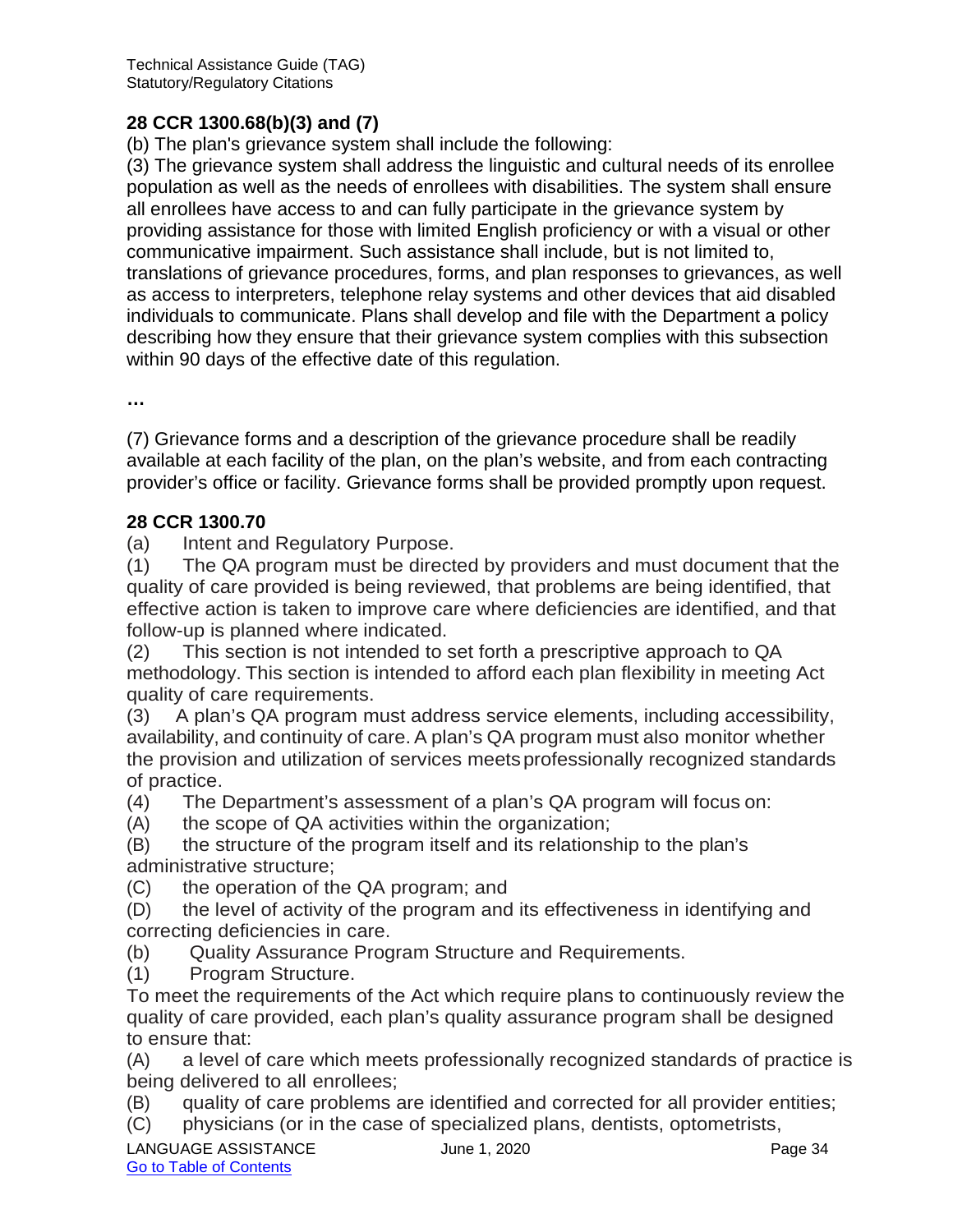**28 CCR 1300.68(b)(3) and (7)**

(b) The plan's grievance system shall include the following:

(3) The grievance system shall address the linguistic and cultural needs of its enrollee population as well as the needs of enrollees with disabilities. The system shall ensure all enrollees have access to and can fully participate in the grievance system by providing assistance for those with limited English proficiency or with a visual or other communicative impairment. Such assistance shall include, but is not limited to, translations of grievance procedures, forms, and plan responses to grievances, as well as access to interpreters, telephone relay systems and other devices that aid disabled individuals to communicate. Plans shall develop and file with the Department a policy describing how they ensure that their grievance system complies with this subsection within 90 days of the effective date of this regulation.

…

(7) Grievance forms and a description of the grievance procedure shall be readily available at each facility of the plan, on the plan's website, and from each contracting provider's office or facility. Grievance forms shall be provided promptly upon request.

**28 CCR 1300.70**

(a) Intent and Regulatory Purpose.

(1) The QA program must be directed by providers and must document that the quality of care provided is being reviewed, that problems are being identified, that effective action is taken to improve care where deficiencies are identified, and that follow-up is planned where indicated.

(2) This section is not intended to set forth a prescriptive approach to QA methodology. This section is intended to afford each plan flexibility in meeting Act quality of care requirements.

(3) A plan's QA program must address service elements, including accessibility, availability, and continuity of care. A plan's QA program must also monitor whether the provision and utilization of services meets professionally recognized standards of practice.

(4) The Department's assessment of a plan's QA program will focus on:

(A) the scope of QA activities within the organization;

(B) the structure of the program itself and its relationship to the plan's administrative structure;

(C) the operation of the QA program; and

(D) the level of activity of the program and its effectiveness in identifying and correcting deficiencies in care.

(b) Quality Assurance Program Structure and Requirements.

(1) Program Structure.

To meet the requirements of the Act which require plans to continuously review the quality of care provided, each plan's quality assurance program shall be designed to ensure that:

(A) a level of care which meets professionally recognized standards of practice is being delivered to all enrollees;

(B) quality of care problems are identified and corrected for all provider entities;

(C) physicians (or in the case of specialized plans, dentists, optometrists,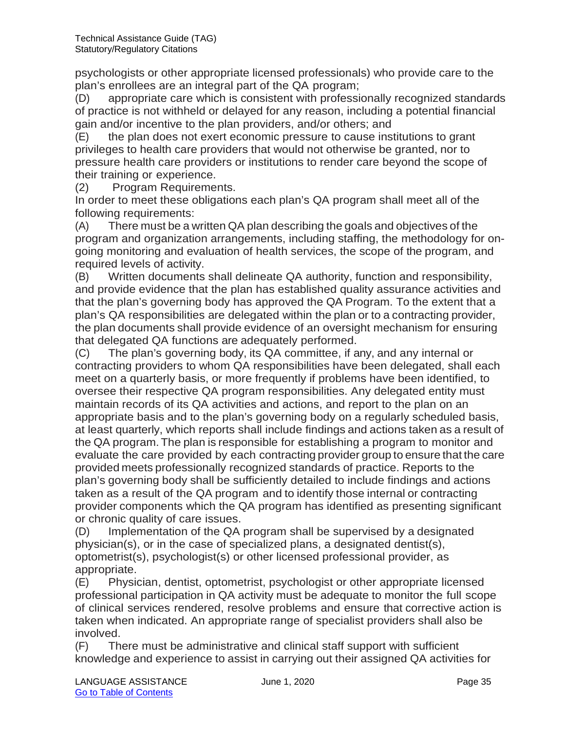psychologists or other appropriate licensed professionals) who provide care to the plan's enrollees are an integral part of the QA program;

(D) appropriate care which is consistent with professionally recognized standards of practice is not withheld or delayed for any reason, including a potential financial gain and/or incentive to the plan providers, and/or others; and

(E) the plan does not exert economic pressure to cause institutions to grant privileges to health care providers that would not otherwise be granted, nor to pressure health care providers or institutions to render care beyond the scope of their training or experience.

(2) Program Requirements.

In order to meet these obligations each plan's QA program shall meet all of the following requirements:

(A) There must be a written QA plan describing the goals and objectives of the program and organization arrangements, including staffing, the methodology for on-going monitoring and evaluation of health services, the scope of the program, and required levels of activity.

(B) Written documents shall delineate QA authority, function and responsibility, and provide evidence that the plan has established quality assurance activities and that the plan's governing body has approved the QA Program. To the extent that a plan's QA responsibilities are delegated within the plan or to a contracting provider, the plan documents shall provide evidence of an oversight mechanism for ensuring that delegated QA functions are adequately performed.

(C) The plan's governing body, its QA committee, if any, and any internal or contracting providers to whom QA responsibilities have been delegated, shall each meet on a quarterly basis, or more frequently if problems have been identified, to oversee their respective QA program responsibilities. Any delegated entity must maintain records of its QA activities and actions, and report to the plan on an appropriate basis and to the plan's governing body on a regularly scheduled basis, at least quarterly, which reports shall include findings and actions taken as a result of the QA program. The plan is responsible for establishing a program to monitor and evaluate the care provided by each contracting provider group to ensure that the care provided meets professionally recognized standards of practice. Reports to the plan's governing body shall be sufficiently detailed to include findings and actions taken as a result of the QA program and to identify those internal or contracting provider components which the QA program has identified as presenting significant or chronic quality of care issues.

(D) Implementation of the QA program shall be supervised by a designated physician(s), or in the case of specialized plans, a designated dentist(s), optometrist(s), psychologist(s) or other licensed professional provider, as appropriate.

(E) Physician, dentist, optometrist, psychologist or other appropriate licensed professional participation in QA activity must be adequate to monitor the full scope of clinical services rendered, resolve problems and ensure that corrective action is taken when indicated. An appropriate range of specialist providers shall also be involved.

(F) There must be administrative and clinical staff support with sufficient knowledge and experience to assist in carrying out their assigned QA activities for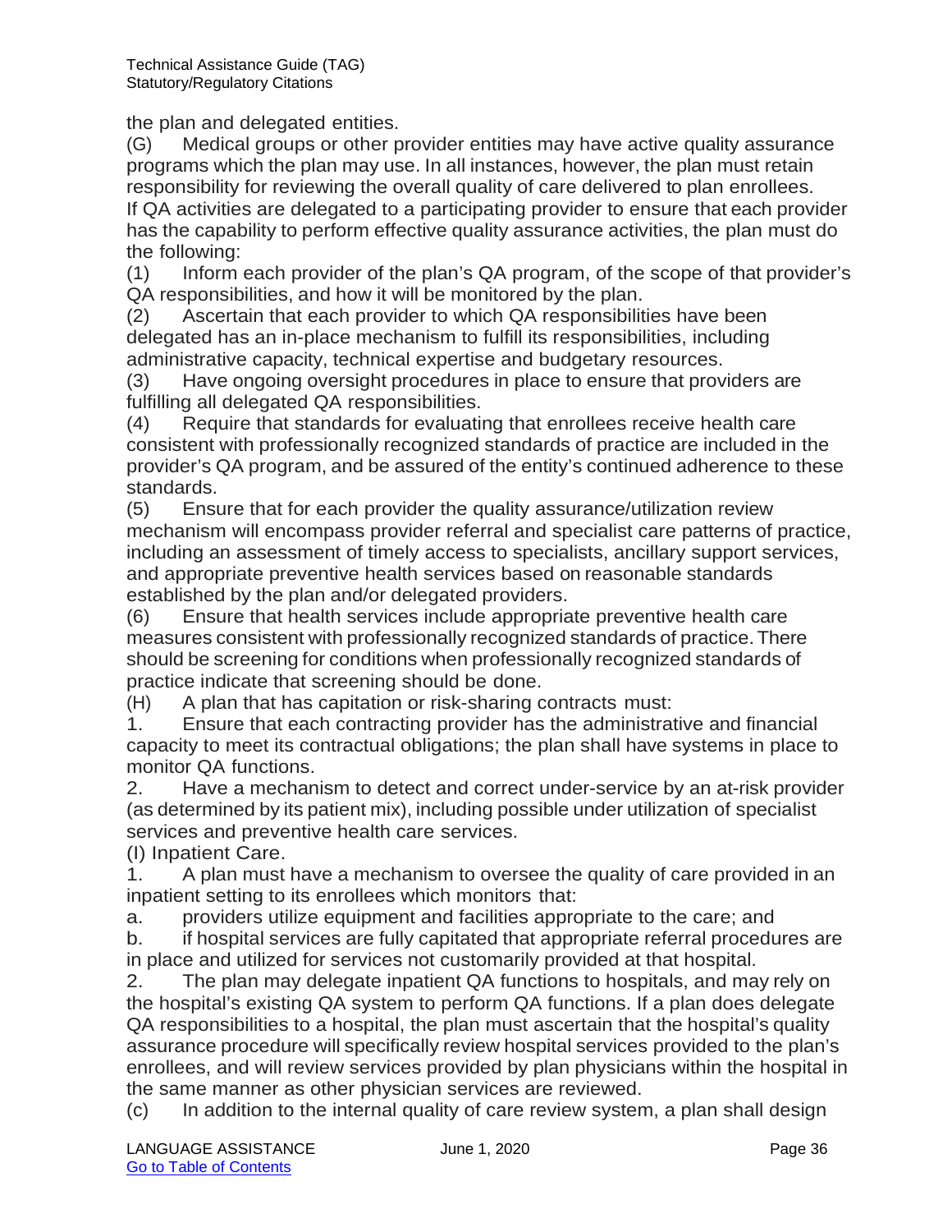the plan and delegated entities.

(G) Medical groups or other provider entities may have active quality assurance programs which the plan may use. In all instances, however, the plan must retain responsibility for reviewing the overall quality of care delivered to plan enrollees. If QA activities are delegated to a participating provider to ensure that each provider has the capability to perform effective quality assurance activities, the plan must do the following:

(1) Inform each provider of the plan's QA program, of the scope of that provider's QA responsibilities, and how it will be monitored by the plan.

(2) Ascertain that each provider to which QA responsibilities have been delegated has an in-place mechanism to fulfill its responsibilities, including administrative capacity, technical expertise and budgetary resources.

(3) Have ongoing oversight procedures in place to ensure that providers are fulfilling all delegated QA responsibilities.

(4) Require that standards for evaluating that enrollees receive health care consistent with professionally recognized standards of practice are included in the provider's QA program, and be assured of the entity's continued adherence to these standards.

(5) Ensure that for each provider the quality assurance/utilization review mechanism will encompass provider referral and specialist care patterns of practice, including an assessment of timely access to specialists, ancillary support services, and appropriate preventive health services based on reasonable standards established by the plan and/or delegated providers.

(6) Ensure that health services include appropriate preventive health care measures consistent with professionally recognized standards of practice. There should be screening for conditions when professionally recognized standards of practice indicate that screening should be done.

(H) A plan that has capitation or risk-sharing contracts must:

1. Ensure that each contracting provider has the administrative and financial capacity to meet its contractual obligations; the plan shall have systems in place to monitor QA functions.

2. Have a mechanism to detect and correct under-service by an at-risk provider (as determined by its patient mix), including possible under utilization of specialist services and preventive health care services.

(I) Inpatient Care.

1. A plan must have a mechanism to oversee the quality of care provided in an inpatient setting to its enrollees which monitors that:

a. providers utilize equipment and facilities appropriate to the care; and

b. if hospital services are fully capitated that appropriate referral procedures are in place and utilized for services not customarily provided at that hospital.

2. The plan may delegate inpatient QA functions to hospitals, and may rely on the hospital's existing QA system to perform QA functions. If a plan does delegate QA responsibilities to a hospital, the plan must ascertain that the hospital's quality assurance procedure will specifically review hospital services provided to the plan's enrollees, and will review services provided by plan physicians within the hospital in the same manner as other physician services are reviewed.

(c) In addition to the internal quality of care review system, a plan shall design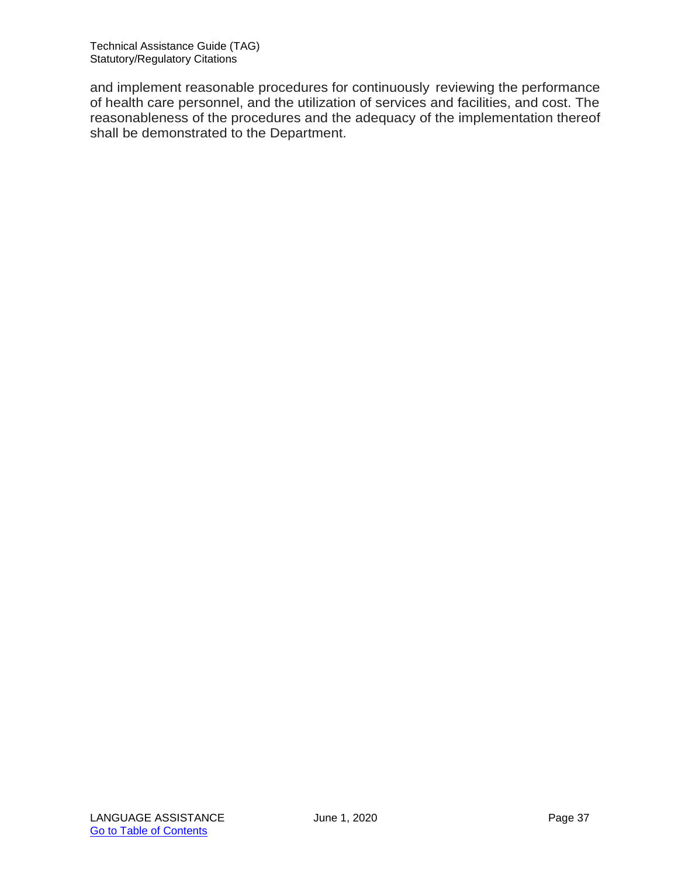and implement reasonable procedures for continuously reviewing the performance of health care personnel, and the utilization of services and facilities, and cost. The reasonableness of the procedures and the adequacy of the implementation thereof shall be demonstrated to the Department.